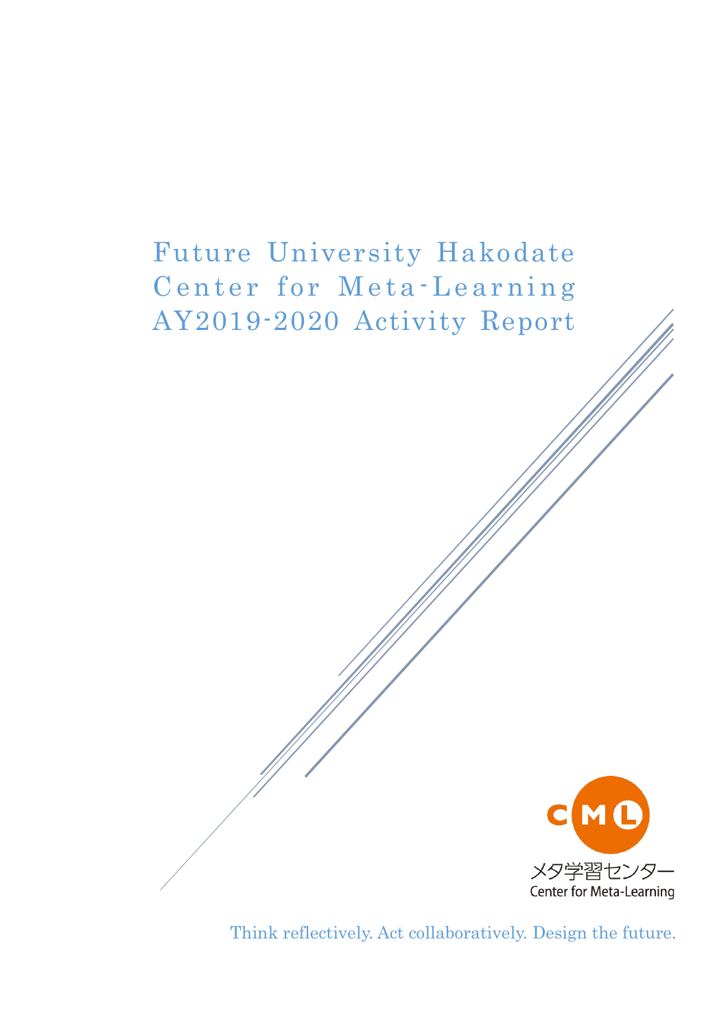# Future University Hakodate Center for Meta-Learning AY2019-2020 Activity Report

CML

メタ学習センター

Center for Meta-Learning

Think reflectively. Act collaboratively. Design the future.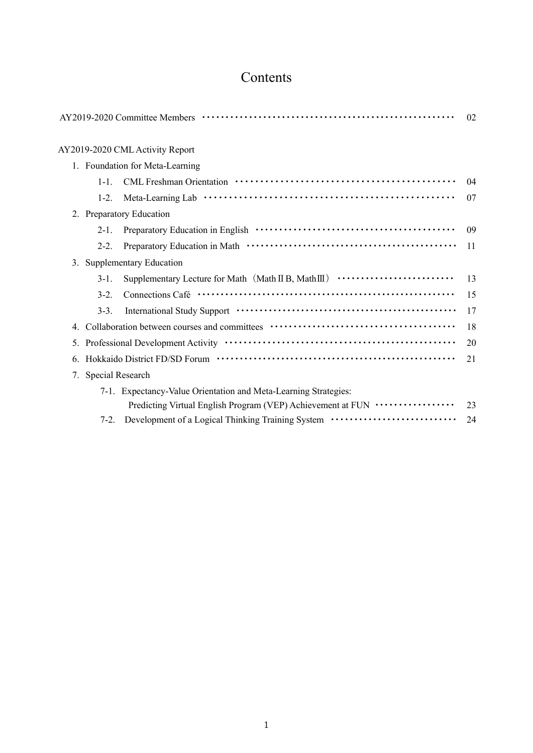# Contents

AY2019-2020 Committee Members ······ 02

AY2019-2020 CML Activity Report

1. Foundation for Meta-Learning
   - 1-1. CML Freshman Orientation ······ 04
   - 1-2. Meta-Learning Lab ······ 07
2. Preparatory Education
   - 2-1. Preparatory Education in English ······ 09
   - 2-2. Preparatory Education in Math ······ 11
3. Supplementary Education
   - 3-1. Supplementary Lecture for Math（Math II B, Math III） ······ 13
   - 3-2. Connections Café ······ 15
   - 3-3. International Study Support ······ 17
4. Collaboration between courses and committees ······ 18
5. Professional Development Activity ······ 20
6. Hokkaido District FD/SD Forum ······ 21
7. Special Research
   - 7-1. Expectancy-Value Orientation and Meta-Learning Strategies: Predicting Virtual English Program (VEP) Achievement at FUN ······ 23
   - 7-2. Development of a Logical Thinking Training System ······ 24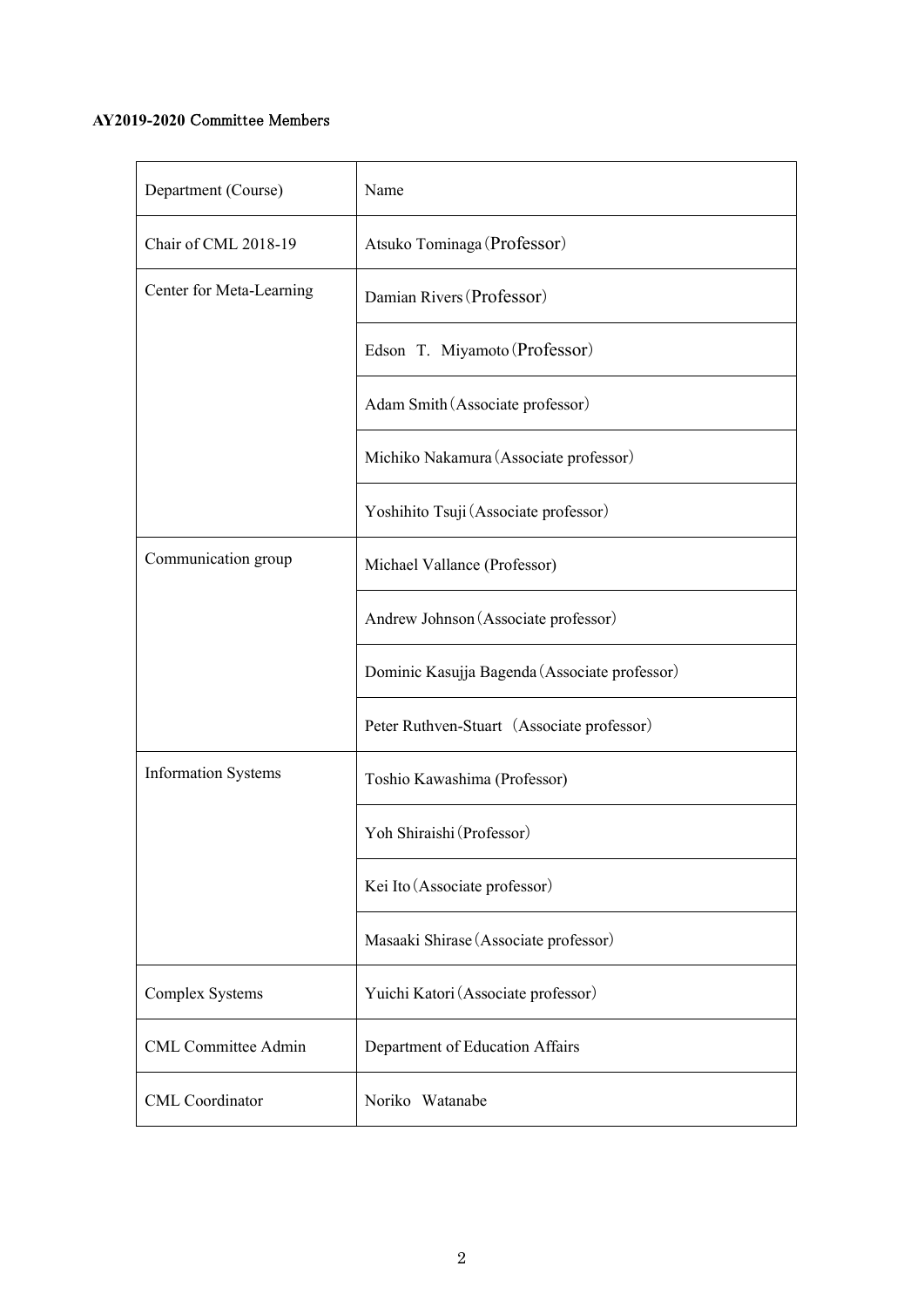**AY2019-2020 Committee Members**

| Department (Course) | Name |
|---|---|
| Chair of CML 2018-19 | Atsuko Tominaga（Professor） |
| Center for Meta-Learning | Damian Rivers（Professor） |
| | Edson T. Miyamoto（Professor） |
| | Adam Smith（Associate professor） |
| | Michiko Nakamura（Associate professor） |
| | Yoshihito Tsuji（Associate professor） |
| Communication group | Michael Vallance (Professor) |
| | Andrew Johnson（Associate professor） |
| | Dominic Kasujja Bagenda（Associate professor） |
| | Peter Ruthven-Stuart （Associate professor） |
| Information Systems | Toshio Kawashima (Professor) |
| | Yoh Shiraishi（Professor） |
| | Kei Ito（Associate professor） |
| | Masaaki Shirase（Associate professor） |
| Complex Systems | Yuichi Katori（Associate professor） |
| CML Committee Admin | Department of Education Affairs |
| CML Coordinator | Noriko Watanabe |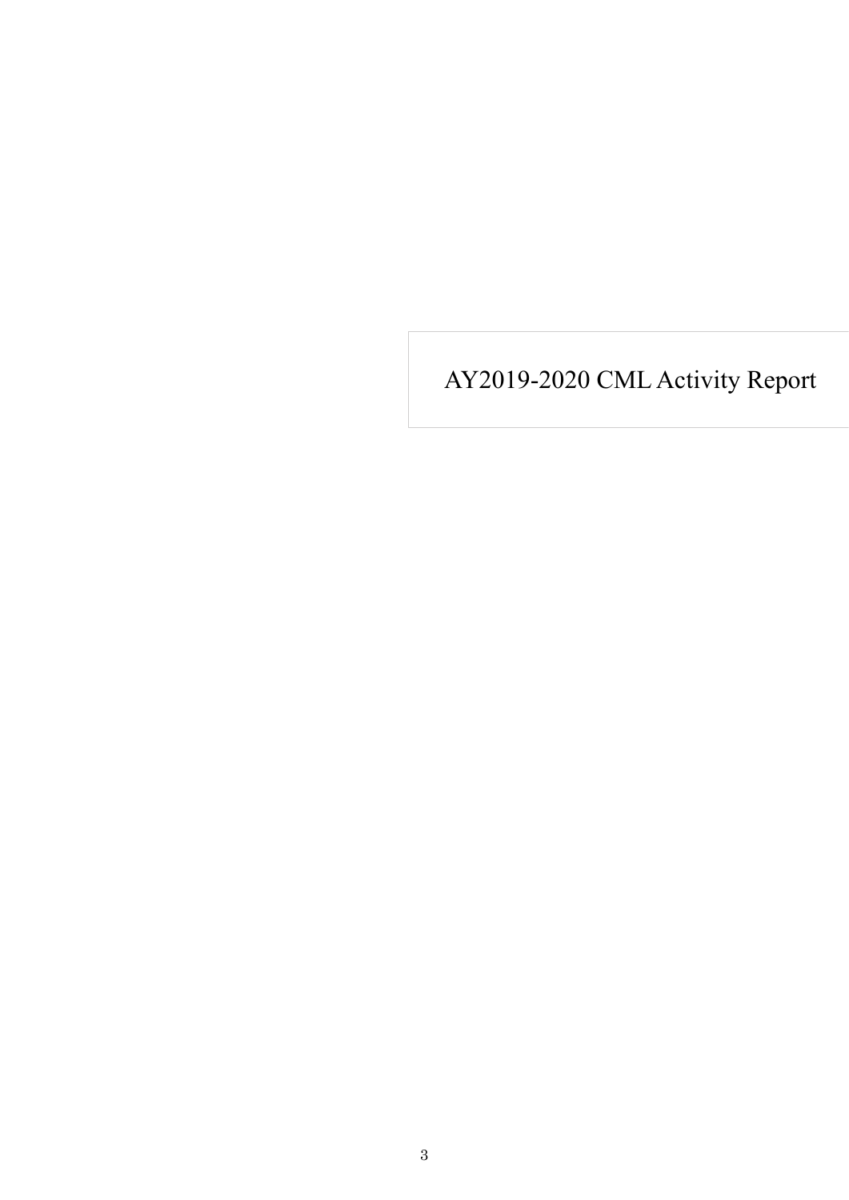# AY2019-2020 CML Activity Report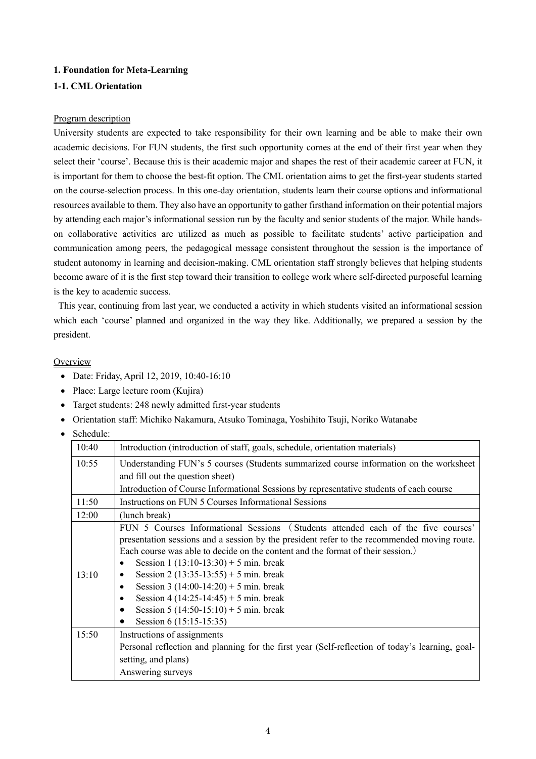**1. Foundation for Meta-Learning**

**1-1. CML Orientation**

Program description

University students are expected to take responsibility for their own learning and be able to make their own academic decisions. For FUN students, the first such opportunity comes at the end of their first year when they select their 'course'. Because this is their academic major and shapes the rest of their academic career at FUN, it is important for them to choose the best-fit option. The CML orientation aims to get the first-year students started on the course-selection process. In this one-day orientation, students learn their course options and informational resources available to them. They also have an opportunity to gather firsthand information on their potential majors by attending each major's informational session run by the faculty and senior students of the major. While hands-on collaborative activities are utilized as much as possible to facilitate students' active participation and communication among peers, the pedagogical message consistent throughout the session is the importance of student autonomy in learning and decision-making. CML orientation staff strongly believes that helping students become aware of it is the first step toward their transition to college work where self-directed purposeful learning is the key to academic success.

This year, continuing from last year, we conducted a activity in which students visited an informational session which each 'course' planned and organized in the way they like. Additionally, we prepared a session by the president.

Overview

- Date: Friday, April 12, 2019, 10:40-16:10
- Place: Large lecture room (Kujira)
- Target students: 248 newly admitted first-year students
- Orientation staff: Michiko Nakamura, Atsuko Tominaga, Yoshihito Tsuji, Noriko Watanabe
- Schedule:

| | |
|---|---|
| 10:40 | Introduction (introduction of staff, goals, schedule, orientation materials) |
| 10:55 | Understanding FUN's 5 courses (Students summarized course information on the worksheet and fill out the question sheet)<br>Introduction of Course Informational Sessions by representative students of each course |
| 11:50 | Instructions on FUN 5 Courses Informational Sessions |
| 12:00 | (lunch break) |
| 13:10 | FUN 5 Courses Informational Sessions（Students attended each of the five courses' presentation sessions and a session by the president refer to the recommended moving route. Each course was able to decide on the content and the format of their session.）<br>• Session 1 (13:10-13:30) + 5 min. break<br>• Session 2 (13:35-13:55) + 5 min. break<br>• Session 3 (14:00-14:20) + 5 min. break<br>• Session 4 (14:25-14:45) + 5 min. break<br>• Session 5 (14:50-15:10) + 5 min. break<br>• Session 6 (15:15-15:35) |
| 15:50 | Instructions of assignments<br>Personal reflection and planning for the first year (Self-reflection of today's learning, goal-setting, and plans)<br>Answering surveys |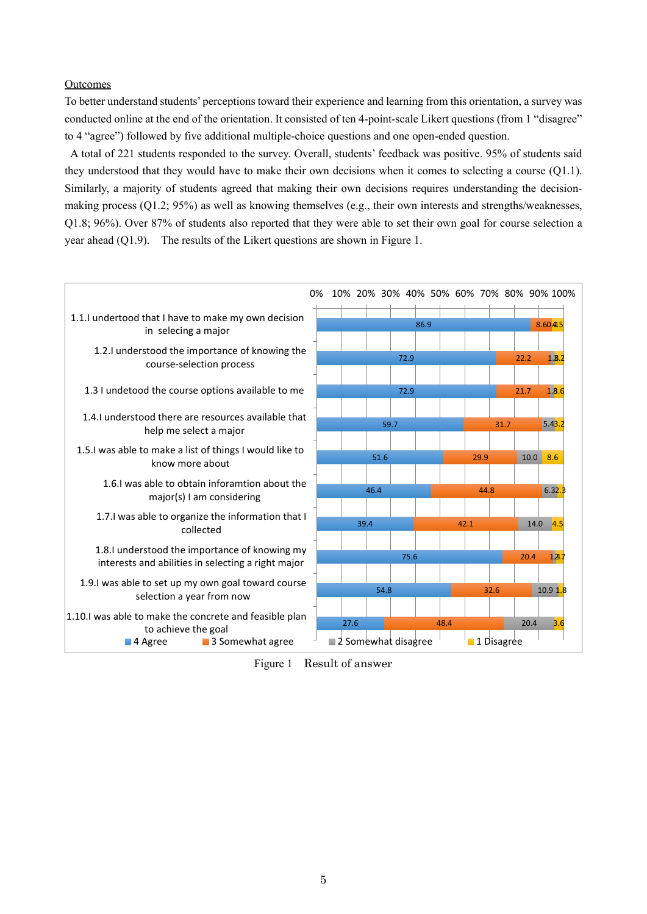<u>Outcomes</u>

To better understand students' perceptions toward their experience and learning from this orientation, a survey was conducted online at the end of the orientation. It consisted of ten 4-point-scale Likert questions (from 1 "disagree" to 4 "agree") followed by five additional multiple-choice questions and one open-ended question.

A total of 221 students responded to the survey. Overall, students' feedback was positive. 95% of students said they understood that they would have to make their own decisions when it comes to selecting a course (Q1.1). Similarly, a majority of students agreed that making their own decisions requires understanding the decision-making process (Q1.2; 95%) as well as knowing themselves (e.g., their own interests and strengths/weaknesses, Q1.8; 96%). Over 87% of students also reported that they were able to set their own goal for course selection a year ahead (Q1.9). The results of the Likert questions are shown in Figure 1.

| Question | 4 Agree | 3 Somewhat agree | 2 Somewhat disagree | 1 Disagree |
|---|---|---|---|---|
| 1.1.I undertood that I have to make my own decision in selecing a major | 86.9 | 8.6 | 0.0 | 4.5 |
| 1.2.I understood the importance of knowing the course-selection process | 72.9 | 22.2 | 1.8 | 3.2 |
| 1.3 I undetood the course options available to me | 72.9 | 21.7 | 1.8 | 3.6 |
| 1.4.I understood there are resources available that help me select a major | 59.7 | 31.7 | 5.4 | 3.2 |
| 1.5.I was able to make a list of things I would like to know more about | 51.6 | 29.9 | 10.0 | 8.6 |
| 1.6.I was able to obtain information about the major(s) I am considering | 46.4 | 44.8 | 6.3 | 2.3 |
| 1.7.I was able to organize the information that I collected | 39.4 | 42.1 | 14.0 | 4.5 |
| 1.8.I understood the importance of knowing my interests and abilities in selecting a right major | 75.6 | 20.4 | 1.4 | 2.7 |
| 1.9.I was able to set up my own goal toward course selection a year from now | 54.8 | 32.6 | 10.9 | 1.8 |
| 1.10.I was able to make the concrete and feasible plan to achieve the goal | 27.6 | 48.4 | 20.4 | 3.6 |

Figure 1 Result of answer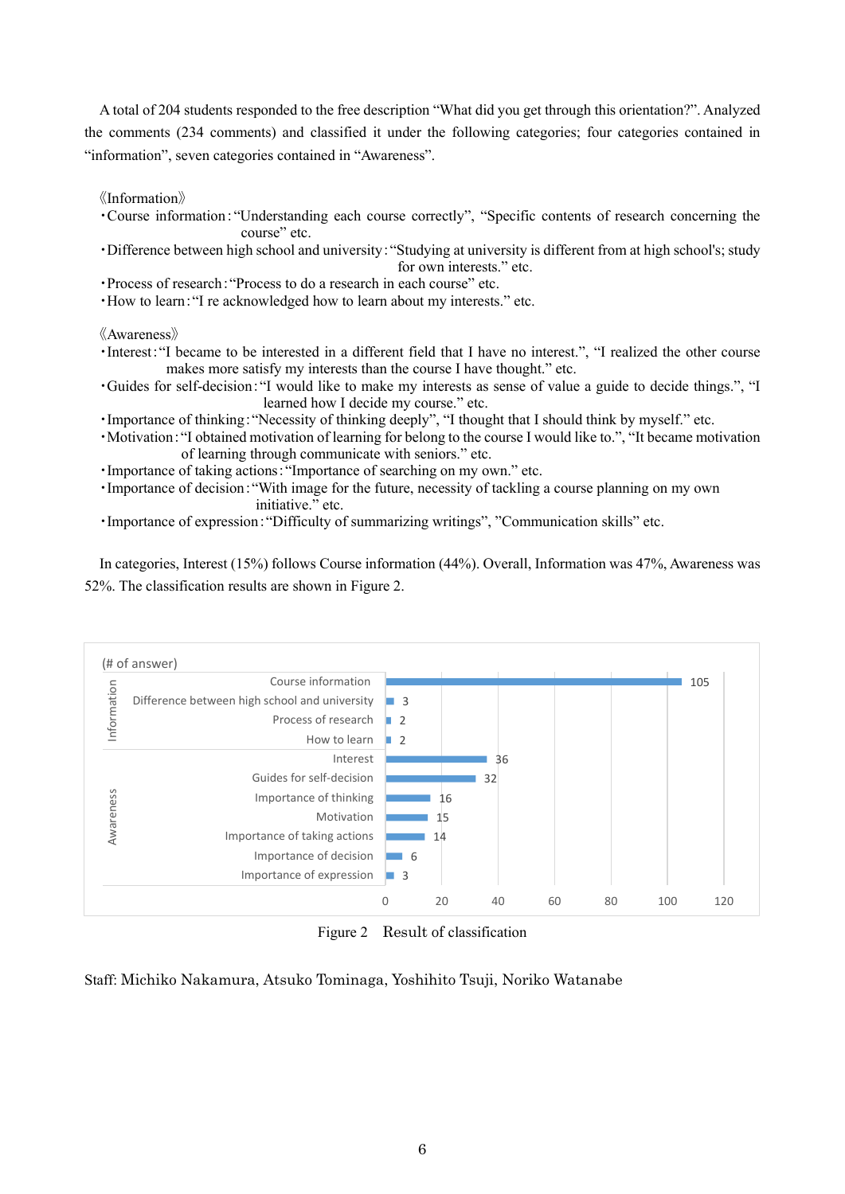A total of 204 students responded to the free description "What did you get through this orientation?". Analyzed the comments (234 comments) and classified it under the following categories; four categories contained in "information", seven categories contained in "Awareness".

《Information》

- ・Course information: "Understanding each course correctly", "Specific contents of research concerning the course" etc.
- ・Difference between high school and university: "Studying at university is different from at high school's; study for own interests." etc.
- ・Process of research: "Process to do a research in each course" etc.
- ・How to learn: "I re acknowledged how to learn about my interests." etc.

《Awareness》

- ・Interest: "I became to be interested in a different field that I have no interest.", "I realized the other course makes more satisfy my interests than the course I have thought." etc.
- ・Guides for self-decision: "I would like to make my interests as sense of value a guide to decide things.", "I learned how I decide my course." etc.
- ・Importance of thinking: "Necessity of thinking deeply", "I thought that I should think by myself." etc.
- ・Motivation: "I obtained motivation of learning for belong to the course I would like to.", "It became motivation of learning through communicate with seniors." etc.
- ・Importance of taking actions: "Importance of searching on my own." etc.
- ・Importance of decision: "With image for the future, necessity of tackling a course planning on my own initiative." etc.
- ・Importance of expression: "Difficulty of summarizing writings", "Communication skills" etc.

In categories, Interest (15%) follows Course information (44%). Overall, Information was 47%, Awareness was 52%. The classification results are shown in Figure 2.

(# of answer)

| Group | Category | # of answer |
|---|---|---|
| Information | Course information | 105 |
| | Difference between high school and university | 3 |
| | Process of research | 2 |
| | How to learn | 2 |
| Awareness | Interest | 36 |
| | Guides for self-decision | 32 |
| | Importance of thinking | 16 |
| | Motivation | 15 |
| | Importance of taking actions | 14 |
| | Importance of decision | 6 |
| | Importance of expression | 3 |

Figure 2 Result of classification

Staff: Michiko Nakamura, Atsuko Tominaga, Yoshihito Tsuji, Noriko Watanabe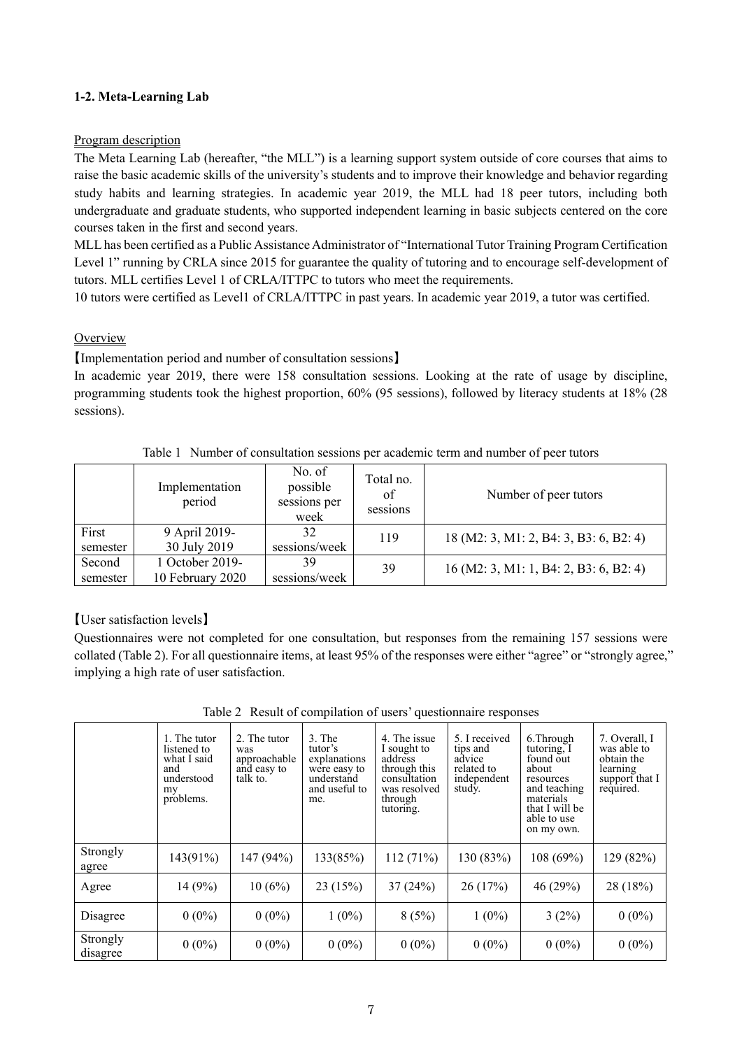### 1-2. Meta-Learning Lab

Program description

The Meta Learning Lab (hereafter, "the MLL") is a learning support system outside of core courses that aims to raise the basic academic skills of the university's students and to improve their knowledge and behavior regarding study habits and learning strategies. In academic year 2019, the MLL had 18 peer tutors, including both undergraduate and graduate students, who supported independent learning in basic subjects centered on the core courses taken in the first and second years.

MLL has been certified as a Public Assistance Administrator of "International Tutor Training Program Certification Level 1" running by CRLA since 2015 for guarantee the quality of tutoring and to encourage self-development of tutors. MLL certifies Level 1 of CRLA/ITTPC to tutors who meet the requirements.

10 tutors were certified as Level1 of CRLA/ITTPC in past years. In academic year 2019, a tutor was certified.

Overview

【Implementation period and number of consultation sessions】

In academic year 2019, there were 158 consultation sessions. Looking at the rate of usage by discipline, programming students took the highest proportion, 60% (95 sessions), followed by literacy students at 18% (28 sessions).

Table 1 Number of consultation sessions per academic term and number of peer tutors

| | Implementation period | No. of possible sessions per week | Total no. of sessions | Number of peer tutors |
|---|---|---|---|---|
| First semester | 9 April 2019- 30 July 2019 | 32 sessions/week | 119 | 18 (M2: 3, M1: 2, B4: 3, B3: 6, B2: 4) |
| Second semester | 1 October 2019- 10 February 2020 | 39 sessions/week | 39 | 16 (M2: 3, M1: 1, B4: 2, B3: 6, B2: 4) |

【User satisfaction levels】

Questionnaires were not completed for one consultation, but responses from the remaining 157 sessions were collated (Table 2). For all questionnaire items, at least 95% of the responses were either "agree" or "strongly agree," implying a high rate of user satisfaction.

Table 2 Result of compilation of users' questionnaire responses

| | 1. The tutor listened to what I said and understood my problems. | 2. The tutor was approachable and easy to talk to. | 3. The tutor's explanations were easy to understand and useful to me. | 4. The issue I sought to address through this consultation was resolved through tutoring. | 5. I received tips and advice related to independent study. | 6.Through tutoring, I found out about resources and teaching materials that I will be able to use on my own. | 7. Overall, I was able to obtain the learning support that I required. |
|---|---|---|---|---|---|---|---|
| Strongly agree | 143(91%) | 147 (94%) | 133(85%) | 112 (71%) | 130 (83%) | 108 (69%) | 129 (82%) |
| Agree | 14 (9%) | 10 (6%) | 23 (15%) | 37 (24%) | 26 (17%) | 46 (29%) | 28 (18%) |
| Disagree | 0 (0%) | 0 (0%) | 1 (0%) | 8 (5%) | 1 (0%) | 3 (2%) | 0 (0%) |
| Strongly disagree | 0 (0%) | 0 (0%) | 0 (0%) | 0 (0%) | 0 (0%) | 0 (0%) | 0 (0%) |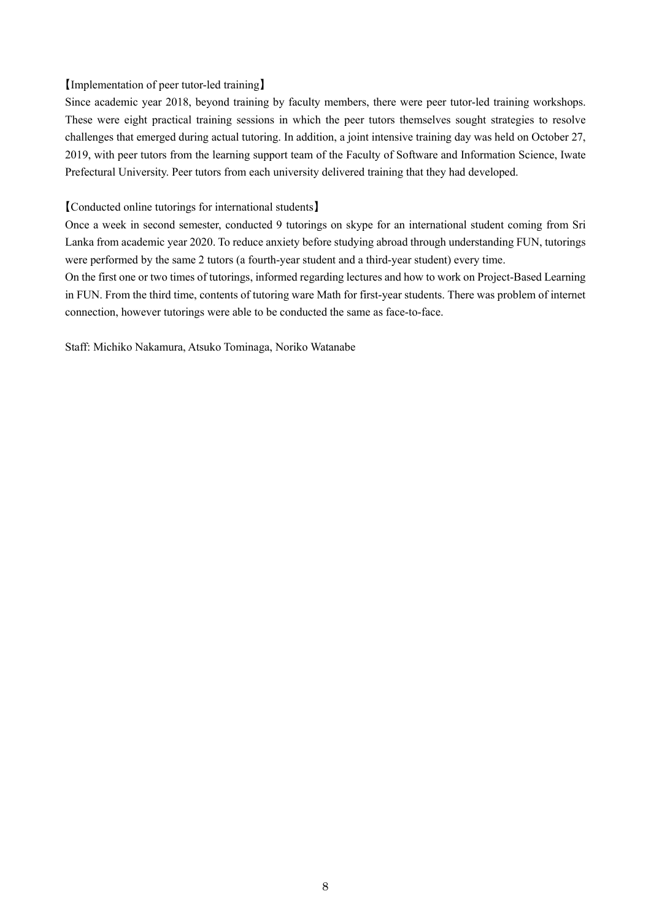【Implementation of peer tutor-led training】

Since academic year 2018, beyond training by faculty members, there were peer tutor-led training workshops. These were eight practical training sessions in which the peer tutors themselves sought strategies to resolve challenges that emerged during actual tutoring. In addition, a joint intensive training day was held on October 27, 2019, with peer tutors from the learning support team of the Faculty of Software and Information Science, Iwate Prefectural University. Peer tutors from each university delivered training that they had developed.

【Conducted online tutorings for international students】

Once a week in second semester, conducted 9 tutorings on skype for an international student coming from Sri Lanka from academic year 2020. To reduce anxiety before studying abroad through understanding FUN, tutorings were performed by the same 2 tutors (a fourth-year student and a third-year student) every time.

On the first one or two times of tutorings, informed regarding lectures and how to work on Project-Based Learning in FUN. From the third time, contents of tutoring ware Math for first-year students. There was problem of internet connection, however tutorings were able to be conducted the same as face-to-face.

Staff: Michiko Nakamura, Atsuko Tominaga, Noriko Watanabe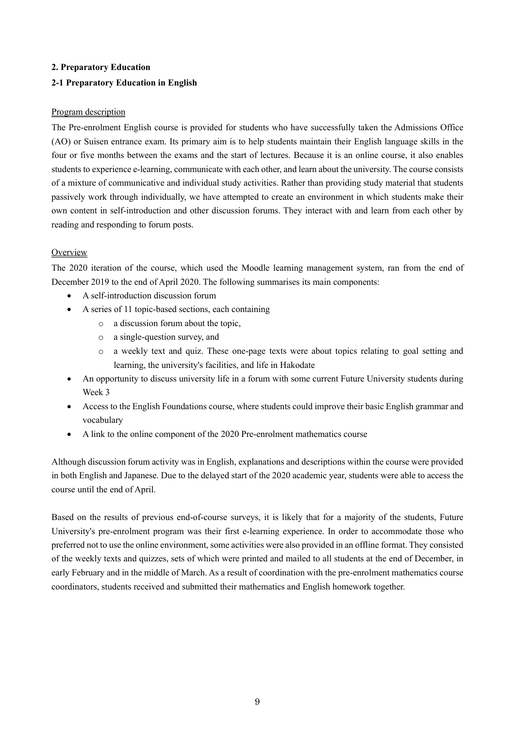## 2. Preparatory Education

### 2-1 Preparatory Education in English

<u>Program description</u>

The Pre-enrolment English course is provided for students who have successfully taken the Admissions Office (AO) or Suisen entrance exam. Its primary aim is to help students maintain their English language skills in the four or five months between the exams and the start of lectures. Because it is an online course, it also enables students to experience e-learning, communicate with each other, and learn about the university. The course consists of a mixture of communicative and individual study activities. Rather than providing study material that students passively work through individually, we have attempted to create an environment in which students make their own content in self-introduction and other discussion forums. They interact with and learn from each other by reading and responding to forum posts.

<u>Overview</u>

The 2020 iteration of the course, which used the Moodle learning management system, ran from the end of December 2019 to the end of April 2020. The following summarises its main components:

- A self-introduction discussion forum
- A series of 11 topic-based sections, each containing
  - a discussion forum about the topic,
  - a single-question survey, and
  - a weekly text and quiz. These one-page texts were about topics relating to goal setting and learning, the university's facilities, and life in Hakodate
- An opportunity to discuss university life in a forum with some current Future University students during Week 3
- Access to the English Foundations course, where students could improve their basic English grammar and vocabulary
- A link to the online component of the 2020 Pre-enrolment mathematics course

Although discussion forum activity was in English, explanations and descriptions within the course were provided in both English and Japanese. Due to the delayed start of the 2020 academic year, students were able to access the course until the end of April.

Based on the results of previous end-of-course surveys, it is likely that for a majority of the students, Future University's pre-enrolment program was their first e-learning experience. In order to accommodate those who preferred not to use the online environment, some activities were also provided in an offline format. They consisted of the weekly texts and quizzes, sets of which were printed and mailed to all students at the end of December, in early February and in the middle of March. As a result of coordination with the pre-enrolment mathematics course coordinators, students received and submitted their mathematics and English homework together.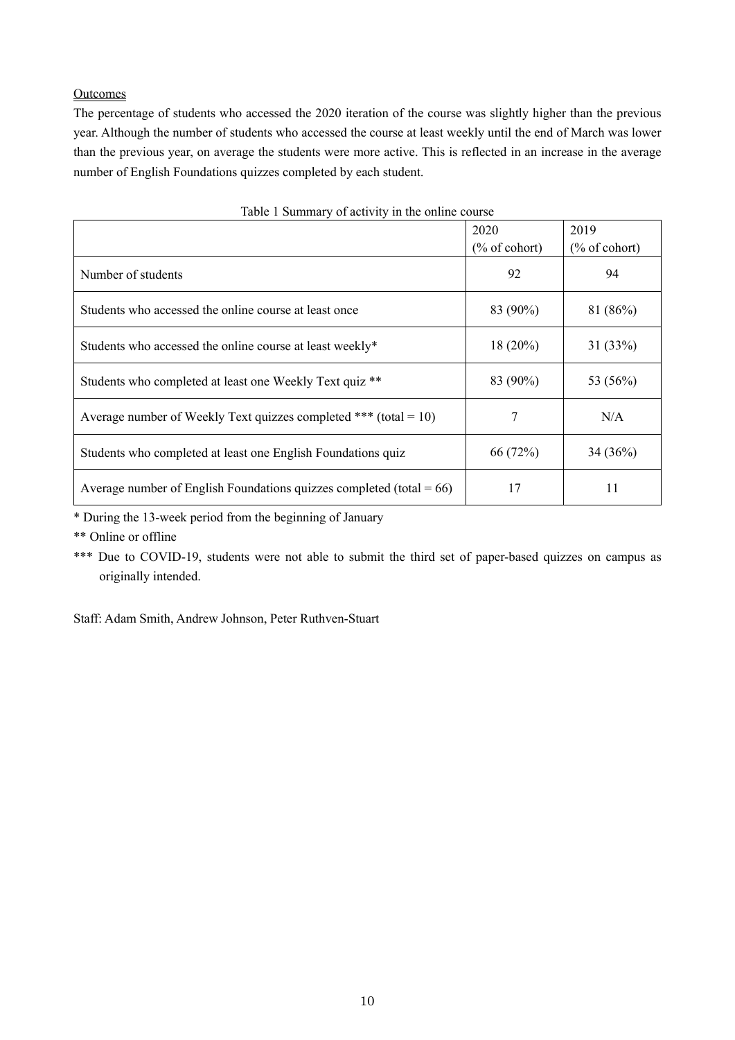Outcomes

The percentage of students who accessed the 2020 iteration of the course was slightly higher than the previous year. Although the number of students who accessed the course at least weekly until the end of March was lower than the previous year, on average the students were more active. This is reflected in an increase in the average number of English Foundations quizzes completed by each student.

Table 1 Summary of activity in the online course

| | 2020 (% of cohort) | 2019 (% of cohort) |
|---|---|---|
| Number of students | 92 | 94 |
| Students who accessed the online course at least once | 83 (90%) | 81 (86%) |
| Students who accessed the online course at least weekly* | 18 (20%) | 31 (33%) |
| Students who completed at least one Weekly Text quiz ** | 83 (90%) | 53 (56%) |
| Average number of Weekly Text quizzes completed *** (total = 10) | 7 | N/A |
| Students who completed at least one English Foundations quiz | 66 (72%) | 34 (36%) |
| Average number of English Foundations quizzes completed (total = 66) | 17 | 11 |

* During the 13-week period from the beginning of January

** Online or offline

*** Due to COVID-19, students were not able to submit the third set of paper-based quizzes on campus as originally intended.

Staff: Adam Smith, Andrew Johnson, Peter Ruthven-Stuart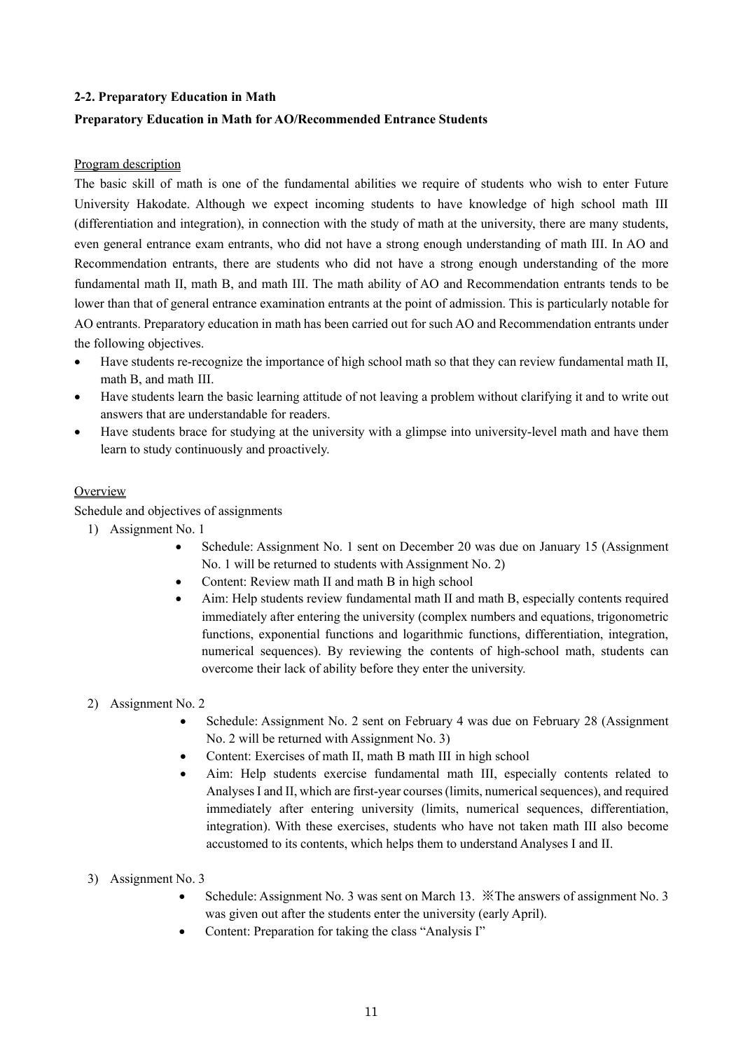### 2-2. Preparatory Education in Math

### Preparatory Education in Math for AO/Recommended Entrance Students

Program description

The basic skill of math is one of the fundamental abilities we require of students who wish to enter Future University Hakodate. Although we expect incoming students to have knowledge of high school math III (differentiation and integration), in connection with the study of math at the university, there are many students, even general entrance exam entrants, who did not have a strong enough understanding of math III. In AO and Recommendation entrants, there are students who did not have a strong enough understanding of the more fundamental math II, math B, and math III. The math ability of AO and Recommendation entrants tends to be lower than that of general entrance examination entrants at the point of admission. This is particularly notable for AO entrants. Preparatory education in math has been carried out for such AO and Recommendation entrants under the following objectives.

- Have students re-recognize the importance of high school math so that they can review fundamental math II, math B, and math III.
- Have students learn the basic learning attitude of not leaving a problem without clarifying it and to write out answers that are understandable for readers.
- Have students brace for studying at the university with a glimpse into university-level math and have them learn to study continuously and proactively.

Overview

Schedule and objectives of assignments

1) Assignment No. 1
   - Schedule: Assignment No. 1 sent on December 20 was due on January 15 (Assignment No. 1 will be returned to students with Assignment No. 2)
   - Content: Review math II and math B in high school
   - Aim: Help students review fundamental math II and math B, especially contents required immediately after entering the university (complex numbers and equations, trigonometric functions, exponential functions and logarithmic functions, differentiation, integration, numerical sequences). By reviewing the contents of high-school math, students can overcome their lack of ability before they enter the university.

2) Assignment No. 2
   - Schedule: Assignment No. 2 sent on February 4 was due on February 28 (Assignment No. 2 will be returned with Assignment No. 3)
   - Content: Exercises of math II, math B math III in high school
   - Aim: Help students exercise fundamental math III, especially contents related to Analyses I and II, which are first-year courses (limits, numerical sequences), and required immediately after entering university (limits, numerical sequences, differentiation, integration). With these exercises, students who have not taken math III also become accustomed to its contents, which helps them to understand Analyses I and II.

3) Assignment No. 3
   - Schedule: Assignment No. 3 was sent on March 13. ※The answers of assignment No. 3 was given out after the students enter the university (early April).
   - Content: Preparation for taking the class "Analysis I"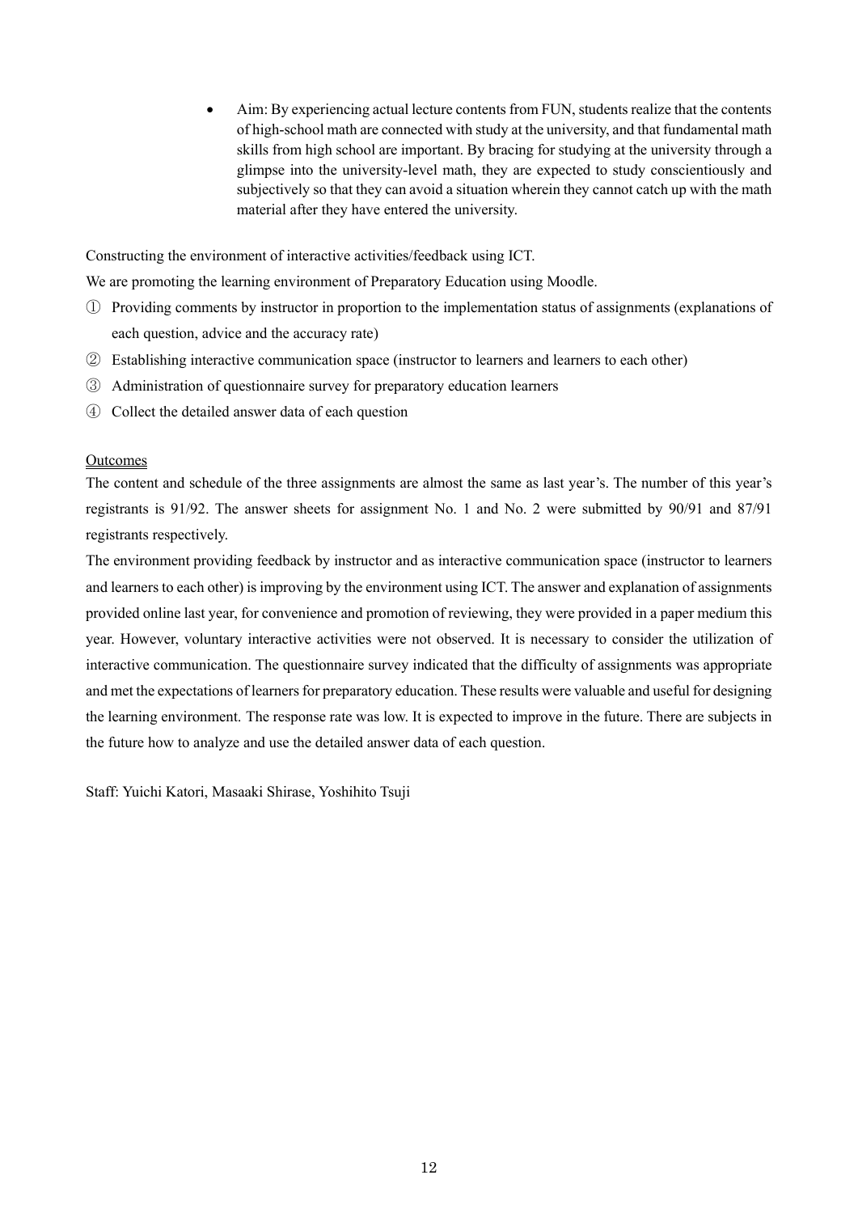- Aim: By experiencing actual lecture contents from FUN, students realize that the contents of high-school math are connected with study at the university, and that fundamental math skills from high school are important. By bracing for studying at the university through a glimpse into the university-level math, they are expected to study conscientiously and subjectively so that they can avoid a situation wherein they cannot catch up with the math material after they have entered the university.

Constructing the environment of interactive activities/feedback using ICT.

We are promoting the learning environment of Preparatory Education using Moodle.

① Providing comments by instructor in proportion to the implementation status of assignments (explanations of each question, advice and the accuracy rate)

② Establishing interactive communication space (instructor to learners and learners to each other)

③ Administration of questionnaire survey for preparatory education learners

④ Collect the detailed answer data of each question

<u>Outcomes</u>

The content and schedule of the three assignments are almost the same as last year's. The number of this year's registrants is 91/92. The answer sheets for assignment No. 1 and No. 2 were submitted by 90/91 and 87/91 registrants respectively.

The environment providing feedback by instructor and as interactive communication space (instructor to learners and learners to each other) is improving by the environment using ICT. The answer and explanation of assignments provided online last year, for convenience and promotion of reviewing, they were provided in a paper medium this year. However, voluntary interactive activities were not observed. It is necessary to consider the utilization of interactive communication. The questionnaire survey indicated that the difficulty of assignments was appropriate and met the expectations of learners for preparatory education. These results were valuable and useful for designing the learning environment. The response rate was low. It is expected to improve in the future. There are subjects in the future how to analyze and use the detailed answer data of each question.

Staff: Yuichi Katori, Masaaki Shirase, Yoshihito Tsuji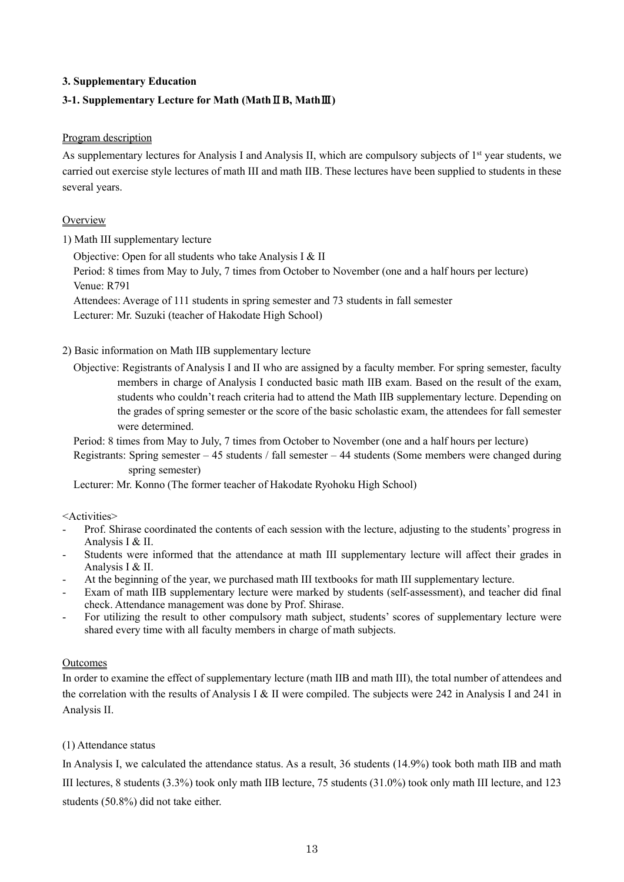### 3. Supplementary Education

### 3-1. Supplementary Lecture for Math (MathⅡB, MathⅢ)

Program description

As supplementary lectures for Analysis I and Analysis II, which are compulsory subjects of 1st year students, we carried out exercise style lectures of math III and math IIB. These lectures have been supplied to students in these several years.

Overview

1) Math III supplementary lecture

Objective: Open for all students who take Analysis I & II
Period: 8 times from May to July, 7 times from October to November (one and a half hours per lecture)
Venue: R791
Attendees: Average of 111 students in spring semester and 73 students in fall semester
Lecturer: Mr. Suzuki (teacher of Hakodate High School)

2) Basic information on Math IIB supplementary lecture

Objective: Registrants of Analysis I and II who are assigned by a faculty member. For spring semester, faculty members in charge of Analysis I conducted basic math IIB exam. Based on the result of the exam, students who couldn't reach criteria had to attend the Math IIB supplementary lecture. Depending on the grades of spring semester or the score of the basic scholastic exam, the attendees for fall semester were determined.
Period: 8 times from May to July, 7 times from October to November (one and a half hours per lecture)
Registrants: Spring semester – 45 students / fall semester – 44 students (Some members were changed during spring semester)
Lecturer: Mr. Konno (The former teacher of Hakodate Ryohoku High School)

<Activities>

- Prof. Shirase coordinated the contents of each session with the lecture, adjusting to the students' progress in Analysis I & II.
- Students were informed that the attendance at math III supplementary lecture will affect their grades in Analysis I & II.
- At the beginning of the year, we purchased math III textbooks for math III supplementary lecture.
- Exam of math IIB supplementary lecture were marked by students (self-assessment), and teacher did final check. Attendance management was done by Prof. Shirase.
- For utilizing the result to other compulsory math subject, students' scores of supplementary lecture were shared every time with all faculty members in charge of math subjects.

Outcomes

In order to examine the effect of supplementary lecture (math IIB and math III), the total number of attendees and the correlation with the results of Analysis I & II were compiled. The subjects were 242 in Analysis I and 241 in Analysis II.

(1) Attendance status

In Analysis I, we calculated the attendance status. As a result, 36 students (14.9%) took both math IIB and math III lectures, 8 students (3.3%) took only math IIB lecture, 75 students (31.0%) took only math III lecture, and 123 students (50.8%) did not take either.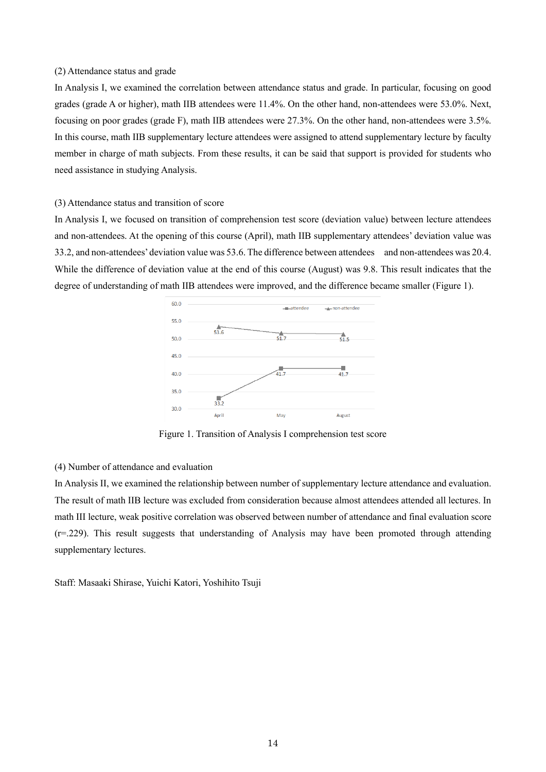(2) Attendance status and grade

In Analysis I, we examined the correlation between attendance status and grade. In particular, focusing on good grades (grade A or higher), math IIB attendees were 11.4%. On the other hand, non-attendees were 53.0%. Next, focusing on poor grades (grade F), math IIB attendees were 27.3%. On the other hand, non-attendees were 3.5%. In this course, math IIB supplementary lecture attendees were assigned to attend supplementary lecture by faculty member in charge of math subjects. From these results, it can be said that support is provided for students who need assistance in studying Analysis.

(3) Attendance status and transition of score

In Analysis I, we focused on transition of comprehension test score (deviation value) between lecture attendees and non-attendees. At the opening of this course (April), math IIB supplementary attendees' deviation value was 33.2, and non-attendees' deviation value was 53.6. The difference between attendees and non-attendees was 20.4. While the difference of deviation value at the end of this course (August) was 9.8. This result indicates that the degree of understanding of math IIB attendees were improved, and the difference became smaller (Figure 1).

| | April | May | August |
|---|---|---|---|
| attendee | 33.2 | 41.7 | 41.7 |
| non-attendee | 53.6 | 51.7 | 51.5 |

Figure 1. Transition of Analysis I comprehension test score

(4) Number of attendance and evaluation

In Analysis II, we examined the relationship between number of supplementary lecture attendance and evaluation. The result of math IIB lecture was excluded from consideration because almost attendees attended all lectures. In math III lecture, weak positive correlation was observed between number of attendance and final evaluation score ($r=.229$). This result suggests that understanding of Analysis may have been promoted through attending supplementary lectures.

Staff: Masaaki Shirase, Yuichi Katori, Yoshihito Tsuji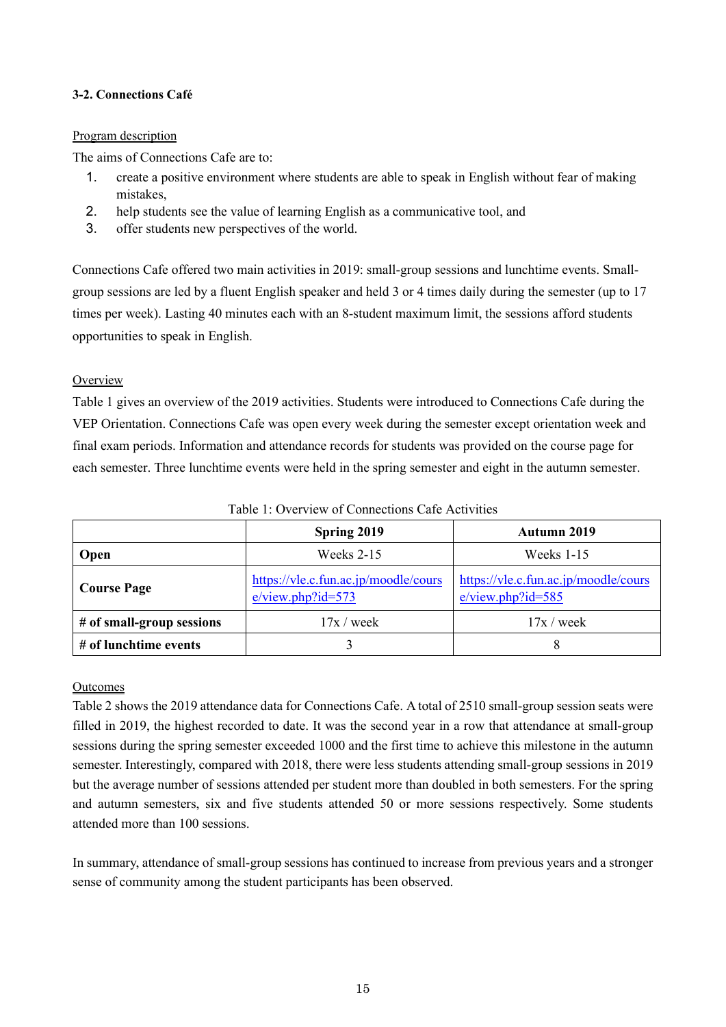### 3-2. Connections Café

Program description

The aims of Connections Cafe are to:

1. create a positive environment where students are able to speak in English without fear of making mistakes,
2. help students see the value of learning English as a communicative tool, and
3. offer students new perspectives of the world.

Connections Cafe offered two main activities in 2019: small-group sessions and lunchtime events. Small-group sessions are led by a fluent English speaker and held 3 or 4 times daily during the semester (up to 17 times per week). Lasting 40 minutes each with an 8-student maximum limit, the sessions afford students opportunities to speak in English.

Overview

Table 1 gives an overview of the 2019 activities. Students were introduced to Connections Cafe during the VEP Orientation. Connections Cafe was open every week during the semester except orientation week and final exam periods. Information and attendance records for students was provided on the course page for each semester. Three lunchtime events were held in the spring semester and eight in the autumn semester.

Table 1: Overview of Connections Cafe Activities

| | Spring 2019 | Autumn 2019 |
|---|---|---|
| **Open** | Weeks 2-15 | Weeks 1-15 |
| **Course Page** | https://vle.c.fun.ac.jp/moodle/course/view.php?id=573 | https://vle.c.fun.ac.jp/moodle/course/view.php?id=585 |
| **# of small-group sessions** | 17x / week | 17x / week |
| **# of lunchtime events** | 3 | 8 |

Outcomes

Table 2 shows the 2019 attendance data for Connections Cafe. A total of 2510 small-group session seats were filled in 2019, the highest recorded to date. It was the second year in a row that attendance at small-group sessions during the spring semester exceeded 1000 and the first time to achieve this milestone in the autumn semester. Interestingly, compared with 2018, there were less students attending small-group sessions in 2019 but the average number of sessions attended per student more than doubled in both semesters. For the spring and autumn semesters, six and five students attended 50 or more sessions respectively. Some students attended more than 100 sessions.

In summary, attendance of small-group sessions has continued to increase from previous years and a stronger sense of community among the student participants has been observed.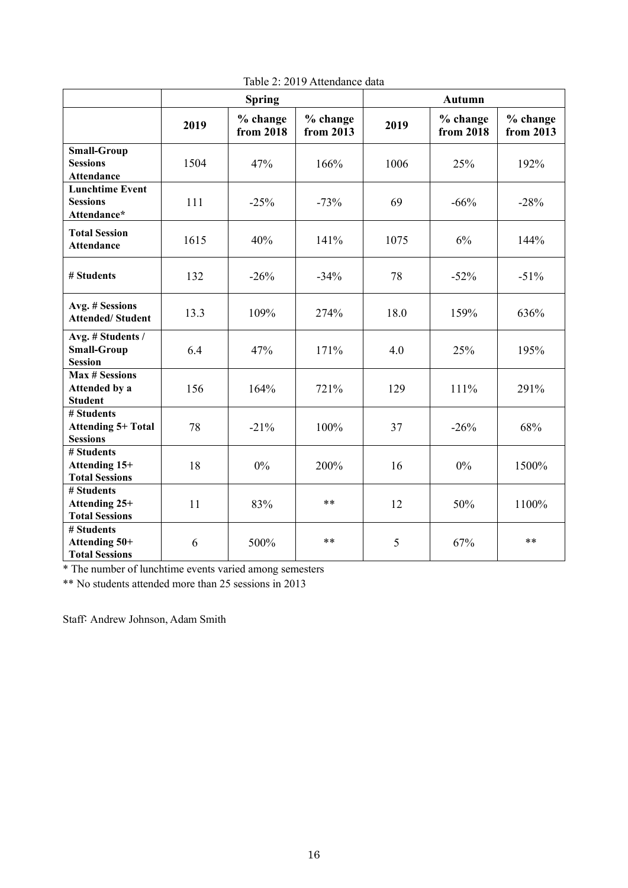Table 2: 2019 Attendance data

| | Spring | | | Autumn | | |
|---|---|---|---|---|---|---|
| | 2019 | % change from 2018 | % change from 2013 | 2019 | % change from 2018 | % change from 2013 |
| **Small-Group Sessions Attendance** | 1504 | 47% | 166% | 1006 | 25% | 192% |
| **Lunchtime Event Sessions Attendance*** | 111 | -25% | -73% | 69 | -66% | -28% |
| **Total Session Attendance** | 1615 | 40% | 141% | 1075 | 6% | 144% |
| **# Students** | 132 | -26% | -34% | 78 | -52% | -51% |
| **Avg. # Sessions Attended/ Student** | 13.3 | 109% | 274% | 18.0 | 159% | 636% |
| **Avg. # Students / Small-Group Session** | 6.4 | 47% | 171% | 4.0 | 25% | 195% |
| **Max # Sessions Attended by a Student** | 156 | 164% | 721% | 129 | 111% | 291% |
| **# Students Attending 5+ Total Sessions** | 78 | -21% | 100% | 37 | -26% | 68% |
| **# Students Attending 15+ Total Sessions** | 18 | 0% | 200% | 16 | 0% | 1500% |
| **# Students Attending 25+ Total Sessions** | 11 | 83% | ** | 12 | 50% | 1100% |
| **# Students Attending 50+ Total Sessions** | 6 | 500% | ** | 5 | 67% | ** |

* The number of lunchtime events varied among semesters

** No students attended more than 25 sessions in 2013

Staff: Andrew Johnson, Adam Smith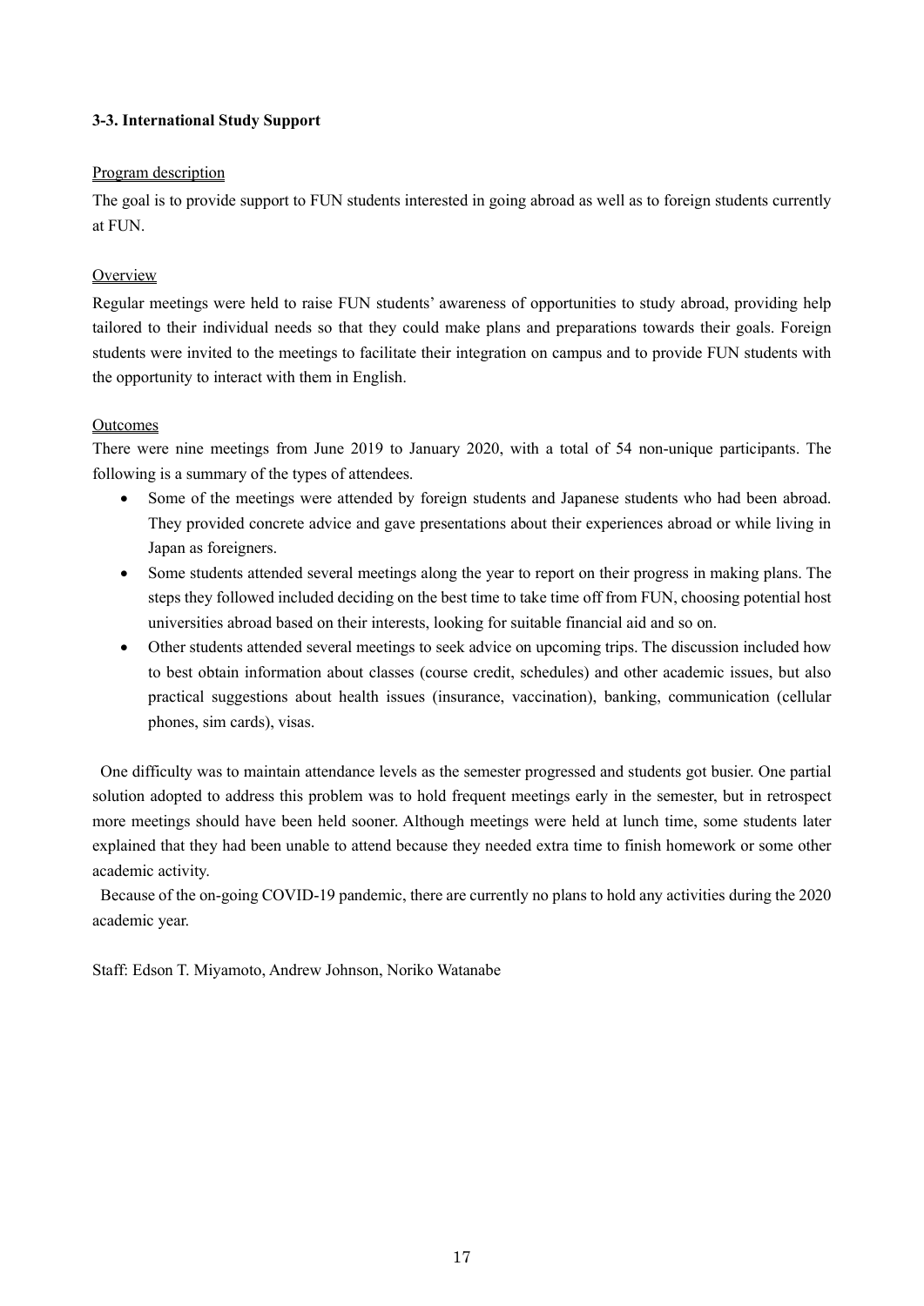### 3-3. International Study Support

Program description

The goal is to provide support to FUN students interested in going abroad as well as to foreign students currently at FUN.

Overview

Regular meetings were held to raise FUN students' awareness of opportunities to study abroad, providing help tailored to their individual needs so that they could make plans and preparations towards their goals. Foreign students were invited to the meetings to facilitate their integration on campus and to provide FUN students with the opportunity to interact with them in English.

Outcomes

There were nine meetings from June 2019 to January 2020, with a total of 54 non-unique participants. The following is a summary of the types of attendees.

- Some of the meetings were attended by foreign students and Japanese students who had been abroad. They provided concrete advice and gave presentations about their experiences abroad or while living in Japan as foreigners.
- Some students attended several meetings along the year to report on their progress in making plans. The steps they followed included deciding on the best time to take time off from FUN, choosing potential host universities abroad based on their interests, looking for suitable financial aid and so on.
- Other students attended several meetings to seek advice on upcoming trips. The discussion included how to best obtain information about classes (course credit, schedules) and other academic issues, but also practical suggestions about health issues (insurance, vaccination), banking, communication (cellular phones, sim cards), visas.

One difficulty was to maintain attendance levels as the semester progressed and students got busier. One partial solution adopted to address this problem was to hold frequent meetings early in the semester, but in retrospect more meetings should have been held sooner. Although meetings were held at lunch time, some students later explained that they had been unable to attend because they needed extra time to finish homework or some other academic activity.

Because of the on-going COVID-19 pandemic, there are currently no plans to hold any activities during the 2020 academic year.

Staff: Edson T. Miyamoto, Andrew Johnson, Noriko Watanabe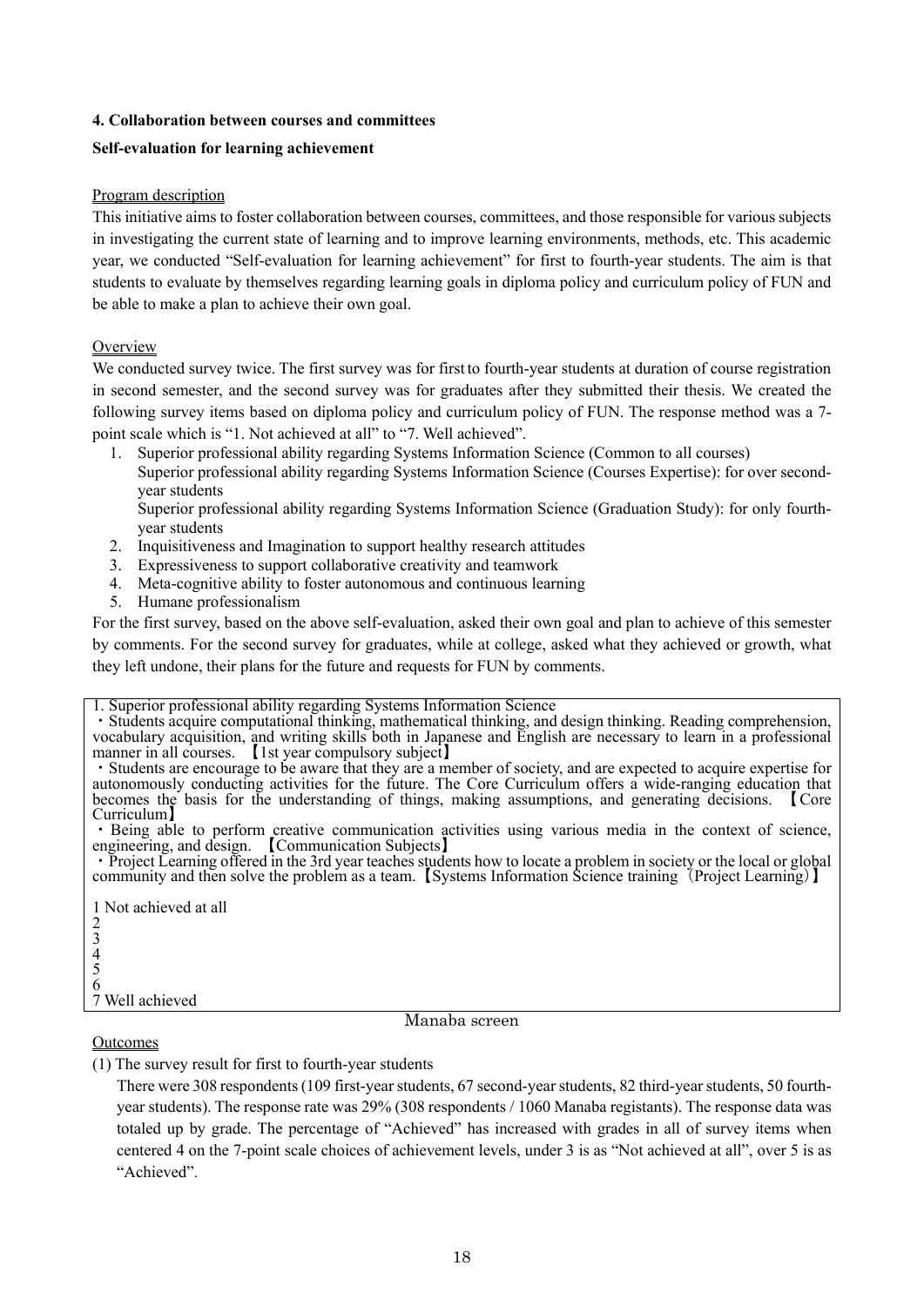**4. Collaboration between courses and committees**

**Self-evaluation for learning achievement**

Program description

This initiative aims to foster collaboration between courses, committees, and those responsible for various subjects in investigating the current state of learning and to improve learning environments, methods, etc. This academic year, we conducted "Self-evaluation for learning achievement" for first to fourth-year students. The aim is that students to evaluate by themselves regarding learning goals in diploma policy and curriculum policy of FUN and be able to make a plan to achieve their own goal.

Overview

We conducted survey twice. The first survey was for first to fourth-year students at duration of course registration in second semester, and the second survey was for graduates after they submitted their thesis. We created the following survey items based on diploma policy and curriculum policy of FUN. The response method was a 7-point scale which is "1. Not achieved at all" to "7. Well achieved".

1. Superior professional ability regarding Systems Information Science (Common to all courses)
   Superior professional ability regarding Systems Information Science (Courses Expertise): for over second-year students
   Superior professional ability regarding Systems Information Science (Graduation Study): for only fourth-year students
2. Inquisitiveness and Imagination to support healthy research attitudes
3. Expressiveness to support collaborative creativity and teamwork
4. Meta-cognitive ability to foster autonomous and continuous learning
5. Humane professionalism

For the first survey, based on the above self-evaluation, asked their own goal and plan to achieve of this semester by comments. For the second survey for graduates, while at college, asked what they achieved or growth, what they left undone, their plans for the future and requests for FUN by comments.

> 1. Superior professional ability regarding Systems Information Science
>
> ・Students acquire computational thinking, mathematical thinking, and design thinking. Reading comprehension, vocabulary acquisition, and writing skills both in Japanese and English are necessary to learn in a professional manner in all courses. 【1st year compulsory subject】
>
> ・Students are encourage to be aware that they are a member of society, and are expected to acquire expertise for autonomously conducting activities for the future. The Core Curriculum offers a wide-ranging education that becomes the basis for the understanding of things, making assumptions, and generating decisions. 【Core Curriculum】
>
> ・Being able to perform creative communication activities using various media in the context of science, engineering, and design. 【Communication Subjects】
>
> ・Project Learning offered in the 3rd year teaches students how to locate a problem in society or the local or global community and then solve the problem as a team. 【Systems Information Science training（Project Learning）】
>
> 1 Not achieved at all
> 2
> 3
> 4
> 5
> 6
> 7 Well achieved

Manaba screen

Outcomes

(1) The survey result for first to fourth-year students

There were 308 respondents (109 first-year students, 67 second-year students, 82 third-year students, 50 fourth-year students). The response rate was 29% (308 respondents / 1060 Manaba registants). The response data was totaled up by grade. The percentage of "Achieved" has increased with grades in all of survey items when centered 4 on the 7-point scale choices of achievement levels, under 3 is as "Not achieved at all", over 5 is as "Achieved".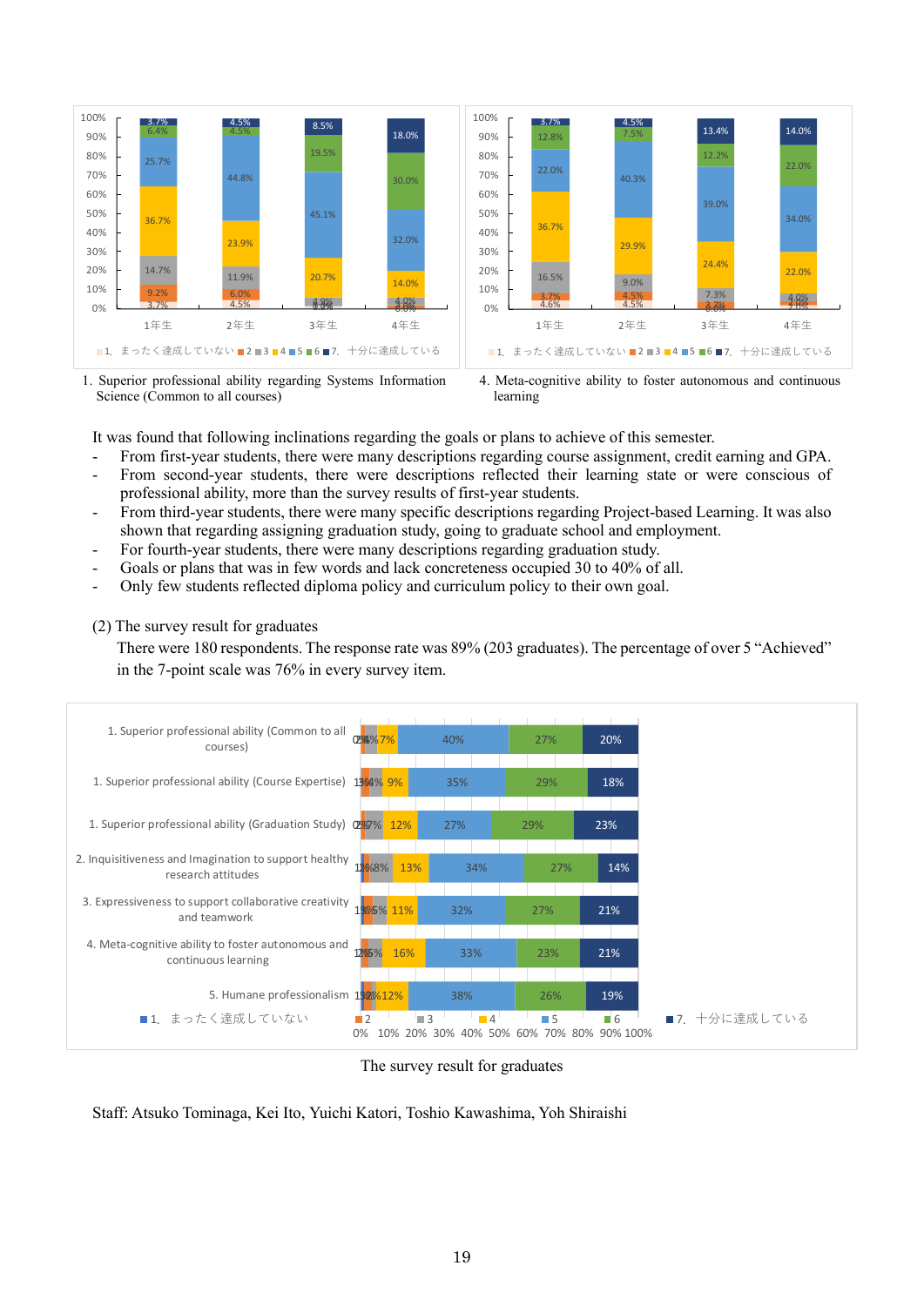1. Superior professional ability regarding Systems Information Science (Common to all courses)

4. Meta-cognitive ability to foster autonomous and continuous learning

It was found that following inclinations regarding the goals or plans to achieve of this semester.

- From first-year students, there were many descriptions regarding course assignment, credit earning and GPA.
- From second-year students, there were descriptions reflected their learning state or were conscious of professional ability, more than the survey results of first-year students.
- From third-year students, there were many specific descriptions regarding Project-based Learning. It was also shown that regarding assigning graduation study, going to graduate school and employment.
- For fourth-year students, there were many descriptions regarding graduation study.
- Goals or plans that was in few words and lack concreteness occupied 30 to 40% of all.
- Only few students reflected diploma policy and curriculum policy to their own goal.

(2) The survey result for graduates

There were 180 respondents. The response rate was 89% (203 graduates). The percentage of over 5 "Achieved" in the 7-point scale was 76% in every survey item.

The survey result for graduates

Staff: Atsuko Tominaga, Kei Ito, Yuichi Katori, Toshio Kawashima, Yoh Shiraishi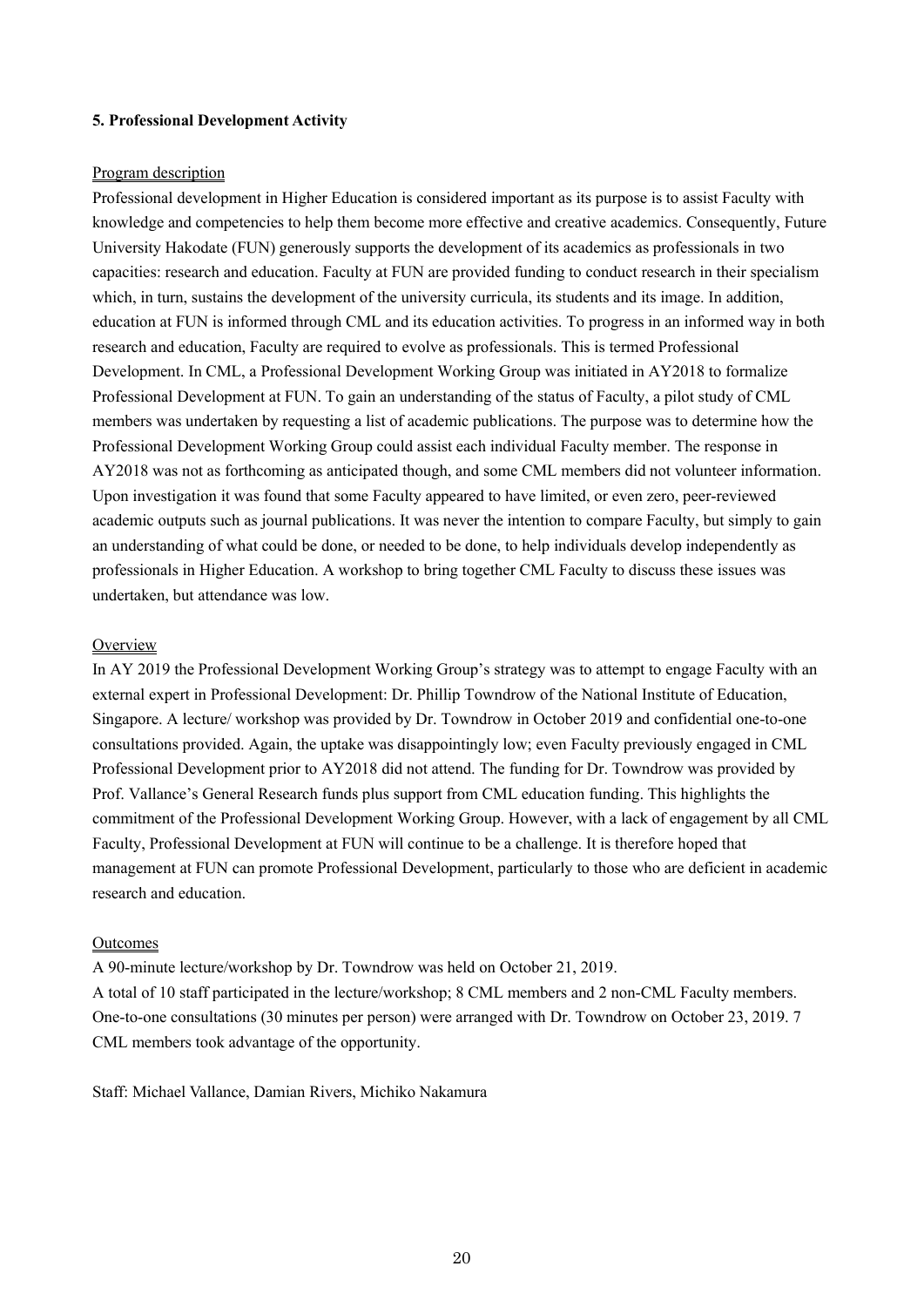**5. Professional Development Activity**

Program description

Professional development in Higher Education is considered important as its purpose is to assist Faculty with knowledge and competencies to help them become more effective and creative academics. Consequently, Future University Hakodate (FUN) generously supports the development of its academics as professionals in two capacities: research and education. Faculty at FUN are provided funding to conduct research in their specialism which, in turn, sustains the development of the university curricula, its students and its image. In addition, education at FUN is informed through CML and its education activities. To progress in an informed way in both research and education, Faculty are required to evolve as professionals. This is termed Professional Development. In CML, a Professional Development Working Group was initiated in AY2018 to formalize Professional Development at FUN. To gain an understanding of the status of Faculty, a pilot study of CML members was undertaken by requesting a list of academic publications. The purpose was to determine how the Professional Development Working Group could assist each individual Faculty member. The response in AY2018 was not as forthcoming as anticipated though, and some CML members did not volunteer information. Upon investigation it was found that some Faculty appeared to have limited, or even zero, peer-reviewed academic outputs such as journal publications. It was never the intention to compare Faculty, but simply to gain an understanding of what could be done, or needed to be done, to help individuals develop independently as professionals in Higher Education. A workshop to bring together CML Faculty to discuss these issues was undertaken, but attendance was low.

Overview

In AY 2019 the Professional Development Working Group's strategy was to attempt to engage Faculty with an external expert in Professional Development: Dr. Phillip Towndrow of the National Institute of Education, Singapore. A lecture/ workshop was provided by Dr. Towndrow in October 2019 and confidential one-to-one consultations provided. Again, the uptake was disappointingly low; even Faculty previously engaged in CML Professional Development prior to AY2018 did not attend. The funding for Dr. Towndrow was provided by Prof. Vallance's General Research funds plus support from CML education funding. This highlights the commitment of the Professional Development Working Group. However, with a lack of engagement by all CML Faculty, Professional Development at FUN will continue to be a challenge. It is therefore hoped that management at FUN can promote Professional Development, particularly to those who are deficient in academic research and education.

Outcomes

A 90-minute lecture/workshop by Dr. Towndrow was held on October 21, 2019.
A total of 10 staff participated in the lecture/workshop; 8 CML members and 2 non-CML Faculty members.
One-to-one consultations (30 minutes per person) were arranged with Dr. Towndrow on October 23, 2019. 7 CML members took advantage of the opportunity.

Staff: Michael Vallance, Damian Rivers, Michiko Nakamura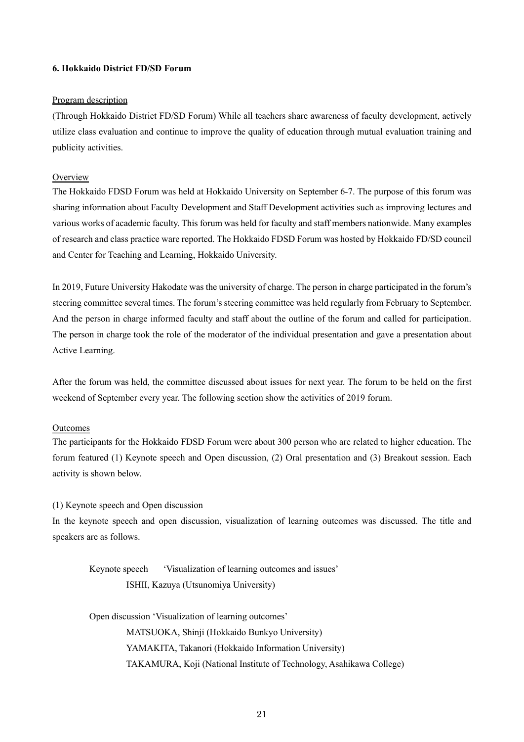### 6. Hokkaido District FD/SD Forum

<u>Program description</u>

(Through Hokkaido District FD/SD Forum) While all teachers share awareness of faculty development, actively utilize class evaluation and continue to improve the quality of education through mutual evaluation training and publicity activities.

<u>Overview</u>

The Hokkaido FDSD Forum was held at Hokkaido University on September 6-7. The purpose of this forum was sharing information about Faculty Development and Staff Development activities such as improving lectures and various works of academic faculty. This forum was held for faculty and staff members nationwide. Many examples of research and class practice ware reported. The Hokkaido FDSD Forum was hosted by Hokkaido FD/SD council and Center for Teaching and Learning, Hokkaido University.

In 2019, Future University Hakodate was the university of charge. The person in charge participated in the forum's steering committee several times. The forum's steering committee was held regularly from February to September. And the person in charge informed faculty and staff about the outline of the forum and called for participation. The person in charge took the role of the moderator of the individual presentation and gave a presentation about Active Learning.

After the forum was held, the committee discussed about issues for next year. The forum to be held on the first weekend of September every year. The following section show the activities of 2019 forum.

<u>Outcomes</u>

The participants for the Hokkaido FDSD Forum were about 300 person who are related to higher education. The forum featured (1) Keynote speech and Open discussion, (2) Oral presentation and (3) Breakout session. Each activity is shown below.

(1) Keynote speech and Open discussion

In the keynote speech and open discussion, visualization of learning outcomes was discussed. The title and speakers are as follows.

Keynote speech 'Visualization of learning outcomes and issues'
ISHII, Kazuya (Utsunomiya University)

Open discussion 'Visualization of learning outcomes'
MATSUOKA, Shinji (Hokkaido Bunkyo University)
YAMAKITA, Takanori (Hokkaido Information University)
TAKAMURA, Koji (National Institute of Technology, Asahikawa College)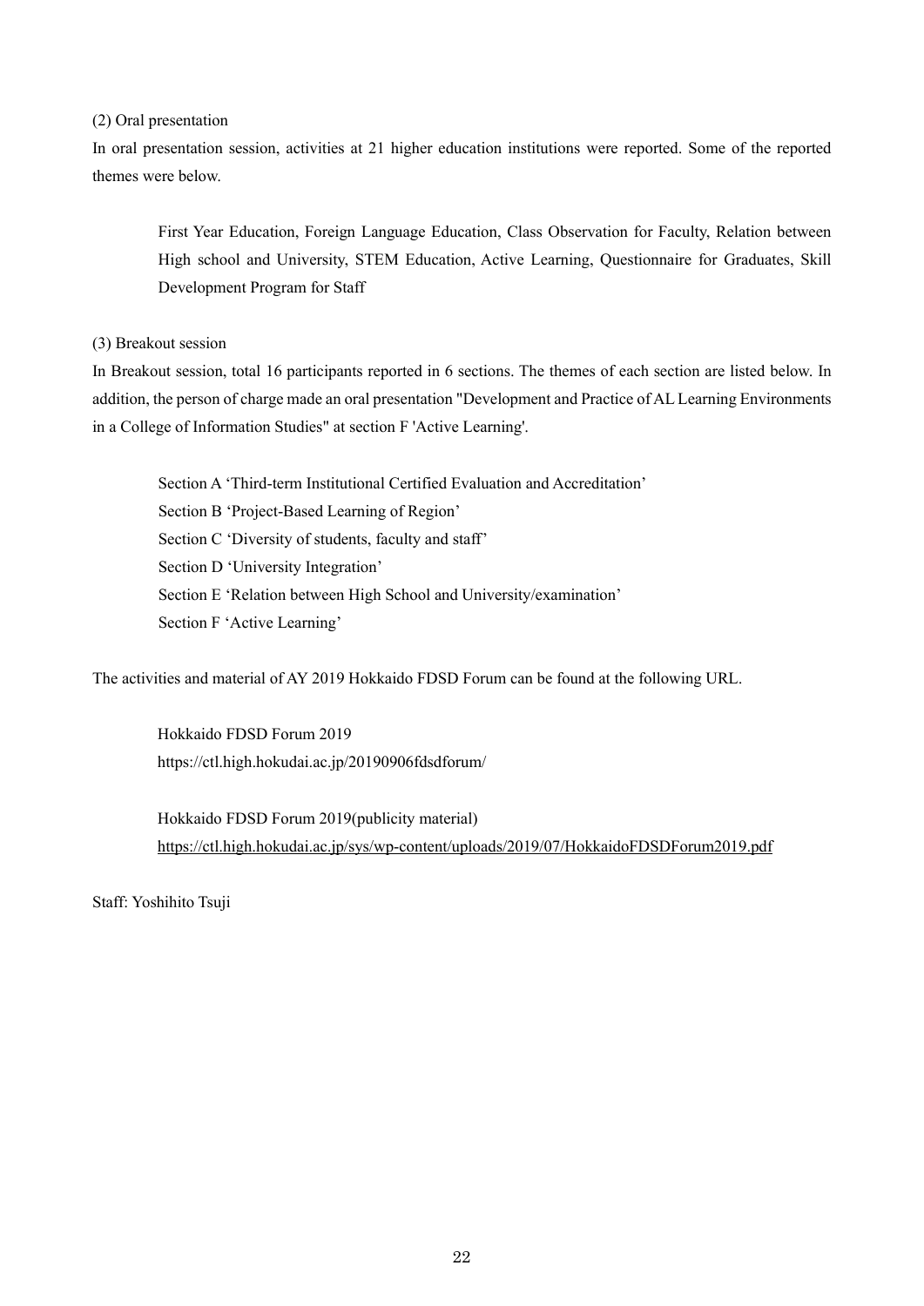(2) Oral presentation

In oral presentation session, activities at 21 higher education institutions were reported. Some of the reported themes were below.

> First Year Education, Foreign Language Education, Class Observation for Faculty, Relation between High school and University, STEM Education, Active Learning, Questionnaire for Graduates, Skill Development Program for Staff

(3) Breakout session

In Breakout session, total 16 participants reported in 6 sections. The themes of each section are listed below. In addition, the person of charge made an oral presentation "Development and Practice of AL Learning Environments in a College of Information Studies" at section F 'Active Learning'.

> Section A 'Third-term Institutional Certified Evaluation and Accreditation'
> Section B 'Project-Based Learning of Region'
> Section C 'Diversity of students, faculty and staff'
> Section D 'University Integration'
> Section E 'Relation between High School and University/examination'
> Section F 'Active Learning'

The activities and material of AY 2019 Hokkaido FDSD Forum can be found at the following URL.

> Hokkaido FDSD Forum 2019
> https://ctl.high.hokudai.ac.jp/20190906fdsdforum/
>
> Hokkaido FDSD Forum 2019(publicity material)
> https://ctl.high.hokudai.ac.jp/sys/wp-content/uploads/2019/07/HokkaidoFDSDForum2019.pdf

Staff: Yoshihito Tsuji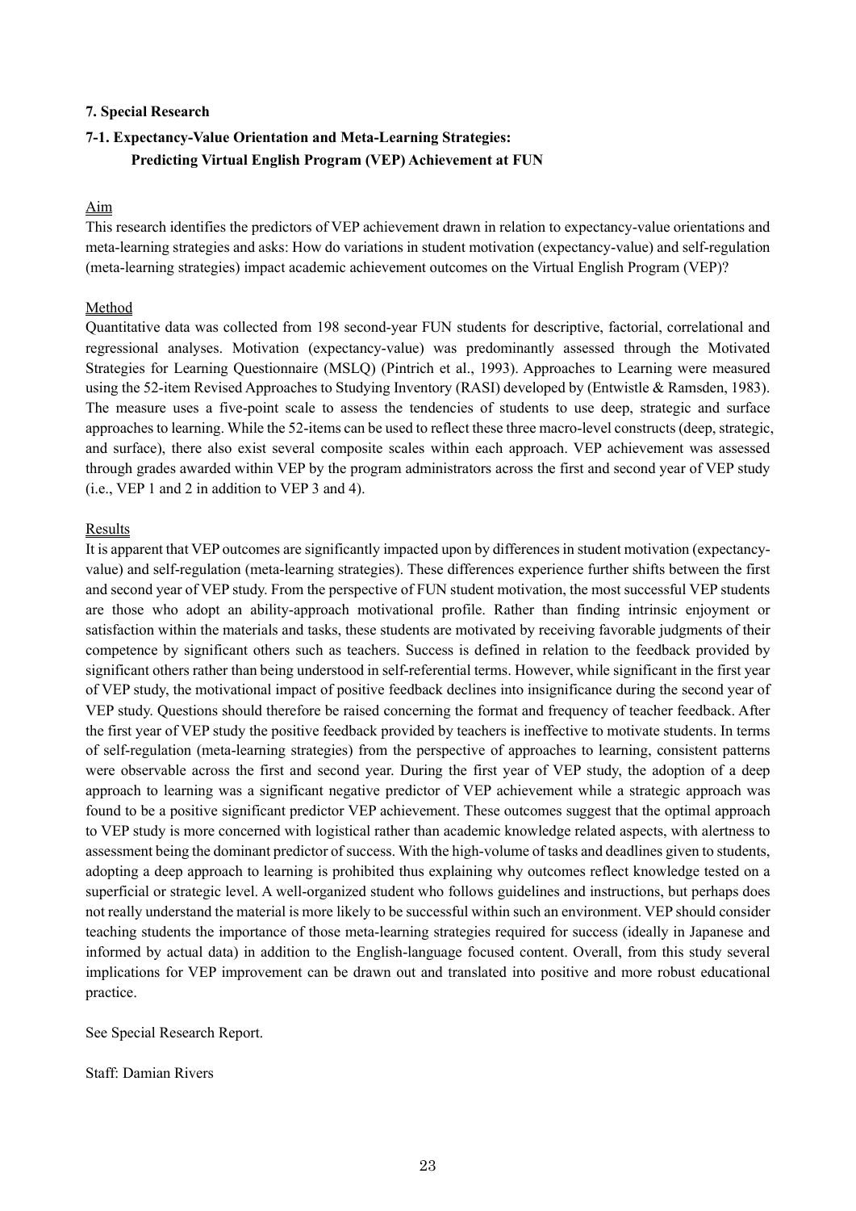## 7. Special Research

### 7-1. Expectancy-Value Orientation and Meta-Learning Strategies: Predicting Virtual English Program (VEP) Achievement at FUN

Aim

This research identifies the predictors of VEP achievement drawn in relation to expectancy-value orientations and meta-learning strategies and asks: How do variations in student motivation (expectancy-value) and self-regulation (meta-learning strategies) impact academic achievement outcomes on the Virtual English Program (VEP)?

Method

Quantitative data was collected from 198 second-year FUN students for descriptive, factorial, correlational and regressional analyses. Motivation (expectancy-value) was predominantly assessed through the Motivated Strategies for Learning Questionnaire (MSLQ) (Pintrich et al., 1993). Approaches to Learning were measured using the 52-item Revised Approaches to Studying Inventory (RASI) developed by (Entwistle & Ramsden, 1983). The measure uses a five-point scale to assess the tendencies of students to use deep, strategic and surface approaches to learning. While the 52-items can be used to reflect these three macro-level constructs (deep, strategic, and surface), there also exist several composite scales within each approach. VEP achievement was assessed through grades awarded within VEP by the program administrators across the first and second year of VEP study (i.e., VEP 1 and 2 in addition to VEP 3 and 4).

Results

It is apparent that VEP outcomes are significantly impacted upon by differences in student motivation (expectancy-value) and self-regulation (meta-learning strategies). These differences experience further shifts between the first and second year of VEP study. From the perspective of FUN student motivation, the most successful VEP students are those who adopt an ability-approach motivational profile. Rather than finding intrinsic enjoyment or satisfaction within the materials and tasks, these students are motivated by receiving favorable judgments of their competence by significant others such as teachers. Success is defined in relation to the feedback provided by significant others rather than being understood in self-referential terms. However, while significant in the first year of VEP study, the motivational impact of positive feedback declines into insignificance during the second year of VEP study. Questions should therefore be raised concerning the format and frequency of teacher feedback. After the first year of VEP study the positive feedback provided by teachers is ineffective to motivate students. In terms of self-regulation (meta-learning strategies) from the perspective of approaches to learning, consistent patterns were observable across the first and second year. During the first year of VEP study, the adoption of a deep approach to learning was a significant negative predictor of VEP achievement while a strategic approach was found to be a positive significant predictor VEP achievement. These outcomes suggest that the optimal approach to VEP study is more concerned with logistical rather than academic knowledge related aspects, with alertness to assessment being the dominant predictor of success. With the high-volume of tasks and deadlines given to students, adopting a deep approach to learning is prohibited thus explaining why outcomes reflect knowledge tested on a superficial or strategic level. A well-organized student who follows guidelines and instructions, but perhaps does not really understand the material is more likely to be successful within such an environment. VEP should consider teaching students the importance of those meta-learning strategies required for success (ideally in Japanese and informed by actual data) in addition to the English-language focused content. Overall, from this study several implications for VEP improvement can be drawn out and translated into positive and more robust educational practice.

See Special Research Report.

Staff: Damian Rivers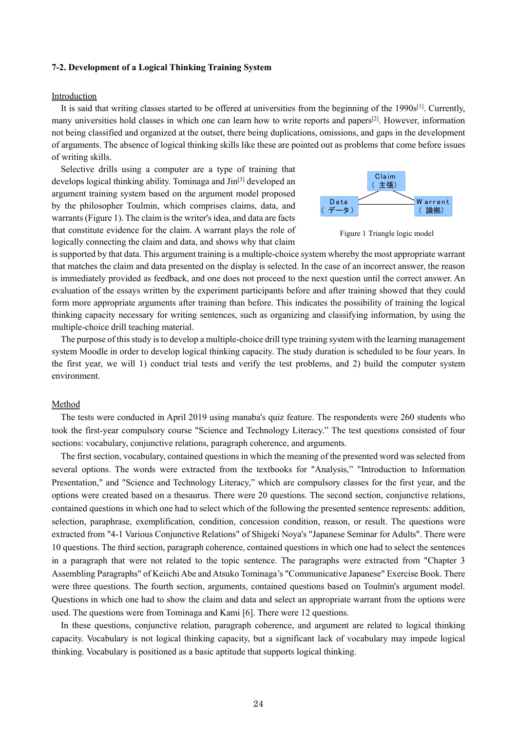### 7-2. Development of a Logical Thinking Training System

Introduction

It is said that writing classes started to be offered at universities from the beginning of the 1990s[1]. Currently, many universities hold classes in which one can learn how to write reports and papers[2]. However, information not being classified and organized at the outset, there being duplications, omissions, and gaps in the development of arguments. The absence of logical thinking skills like these are pointed out as problems that come before issues of writing skills.

Selective drills using a computer are a type of training that develops logical thinking ability. Tominaga and Jin[3] developed an argument training system based on the argument model proposed by the philosopher Toulmin, which comprises claims, data, and warrants (Figure 1). The claim is the writer's idea, and data are facts that constitute evidence for the claim. A warrant plays the role of logically connecting the claim and data, and shows why that claim is supported by that data. This argument training is a multiple-choice system whereby the most appropriate warrant that matches the claim and data presented on the display is selected. In the case of an incorrect answer, the reason is immediately provided as feedback, and one does not proceed to the next question until the correct answer. An evaluation of the essays written by the experiment participants before and after training showed that they could form more appropriate arguments after training than before. This indicates the possibility of training the logical thinking capacity necessary for writing sentences, such as organizing and classifying information, by using the multiple-choice drill teaching material.

Claim（主張）

Data（データ）

Warrant（論拠）

Figure 1 Triangle logic model

The purpose of this study is to develop a multiple-choice drill type training system with the learning management system Moodle in order to develop logical thinking capacity. The study duration is scheduled to be four years. In the first year, we will 1) conduct trial tests and verify the test problems, and 2) build the computer system environment.

Method

The tests were conducted in April 2019 using manaba's quiz feature. The respondents were 260 students who took the first-year compulsory course "Science and Technology Literacy." The test questions consisted of four sections: vocabulary, conjunctive relations, paragraph coherence, and arguments.

The first section, vocabulary, contained questions in which the meaning of the presented word was selected from several options. The words were extracted from the textbooks for "Analysis," "Introduction to Information Presentation," and "Science and Technology Literacy," which are compulsory classes for the first year, and the options were created based on a thesaurus. There were 20 questions. The second section, conjunctive relations, contained questions in which one had to select which of the following the presented sentence represents: addition, selection, paraphrase, exemplification, condition, concession condition, reason, or result. The questions were extracted from "4-1 Various Conjunctive Relations" of Shigeki Noya's "Japanese Seminar for Adults". There were 10 questions. The third section, paragraph coherence, contained questions in which one had to select the sentences in a paragraph that were not related to the topic sentence. The paragraphs were extracted from "Chapter 3 Assembling Paragraphs" of Keiichi Abe and Atsuko Tominaga's "Communicative Japanese" Exercise Book. There were three questions. The fourth section, arguments, contained questions based on Toulmin's argument model. Questions in which one had to show the claim and data and select an appropriate warrant from the options were used. The questions were from Tominaga and Kami [6]. There were 12 questions.

In these questions, conjunctive relation, paragraph coherence, and argument are related to logical thinking capacity. Vocabulary is not logical thinking capacity, but a significant lack of vocabulary may impede logical thinking. Vocabulary is positioned as a basic aptitude that supports logical thinking.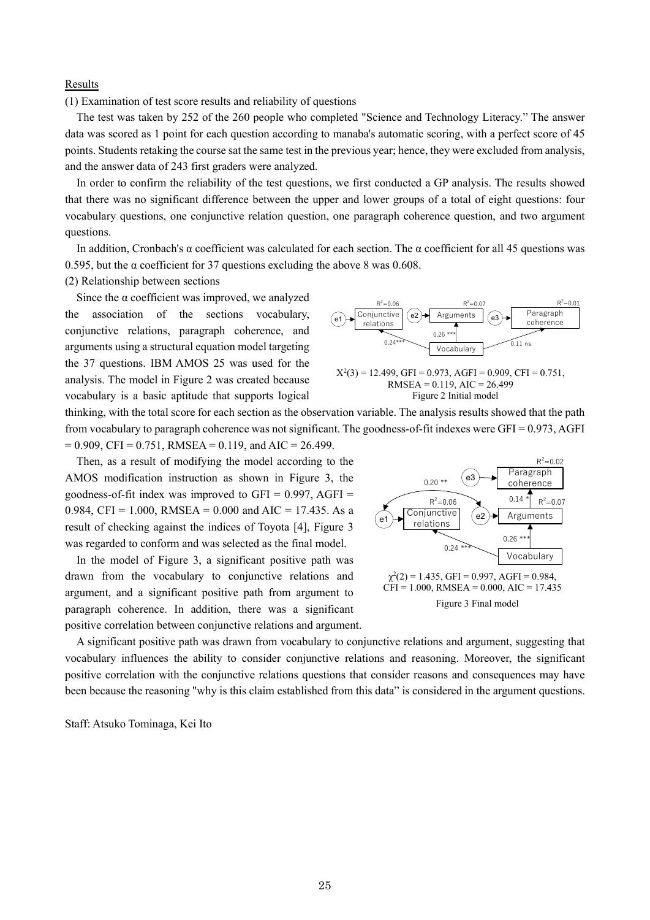Results

(1) Examination of test score results and reliability of questions

The test was taken by 252 of the 260 people who completed "Science and Technology Literacy." The answer data was scored as 1 point for each question according to manaba's automatic scoring, with a perfect score of 45 points. Students retaking the course sat the same test in the previous year; hence, they were excluded from analysis, and the answer data of 243 first graders were analyzed.

In order to confirm the reliability of the test questions, we first conducted a GP analysis. The results showed that there was no significant difference between the upper and lower groups of a total of eight questions: four vocabulary questions, one conjunctive relation question, one paragraph coherence question, and two argument questions.

In addition, Cronbach's α coefficient was calculated for each section. The α coefficient for all 45 questions was 0.595, but the α coefficient for 37 questions excluding the above 8 was 0.608.

(2) Relationship between sections

Since the α coefficient was improved, we analyzed the association of the sections vocabulary, conjunctive relations, paragraph coherence, and arguments using a structural equation model targeting the 37 questions. IBM AMOS 25 was used for the analysis. The model in Figure 2 was created because vocabulary is a basic aptitude that supports logical thinking, with the total score for each section as the observation variable. The analysis results showed that the path from vocabulary to paragraph coherence was not significant. The goodness-of-fit indexes were GFI = 0.973, AGFI = 0.909, CFI = 0.751, RMSEA = 0.119, and AIC = 26.499.

$X^2(3)$ = 12.499, GFI = 0.973, AGFI = 0.909, CFI = 0.751, RMSEA = 0.119, AIC = 26.499

Figure 2 Initial model

Then, as a result of modifying the model according to the AMOS modification instruction as shown in Figure 3, the goodness-of-fit index was improved to GFI = 0.997, AGFI = 0.984, CFI = 1.000, RMSEA = 0.000 and AIC = 17.435. As a result of checking against the indices of Toyota [4], Figure 3 was regarded to conform and was selected as the final model.

In the model of Figure 3, a significant positive path was drawn from the vocabulary to conjunctive relations and argument, and a significant positive path from argument to paragraph coherence. In addition, there was a significant positive correlation between conjunctive relations and argument.

$\chi^2(2)$ = 1.435, GFI = 0.997, AGFI = 0.984, CFI = 1.000, RMSEA = 0.000, AIC = 17.435

Figure 3 Final model

A significant positive path was drawn from vocabulary to conjunctive relations and argument, suggesting that vocabulary influences the ability to consider conjunctive relations and reasoning. Moreover, the significant positive correlation with the conjunctive relations questions that consider reasons and consequences may have been because the reasoning "why is this claim established from this data" is considered in the argument questions.

Staff: Atsuko Tominaga, Kei Ito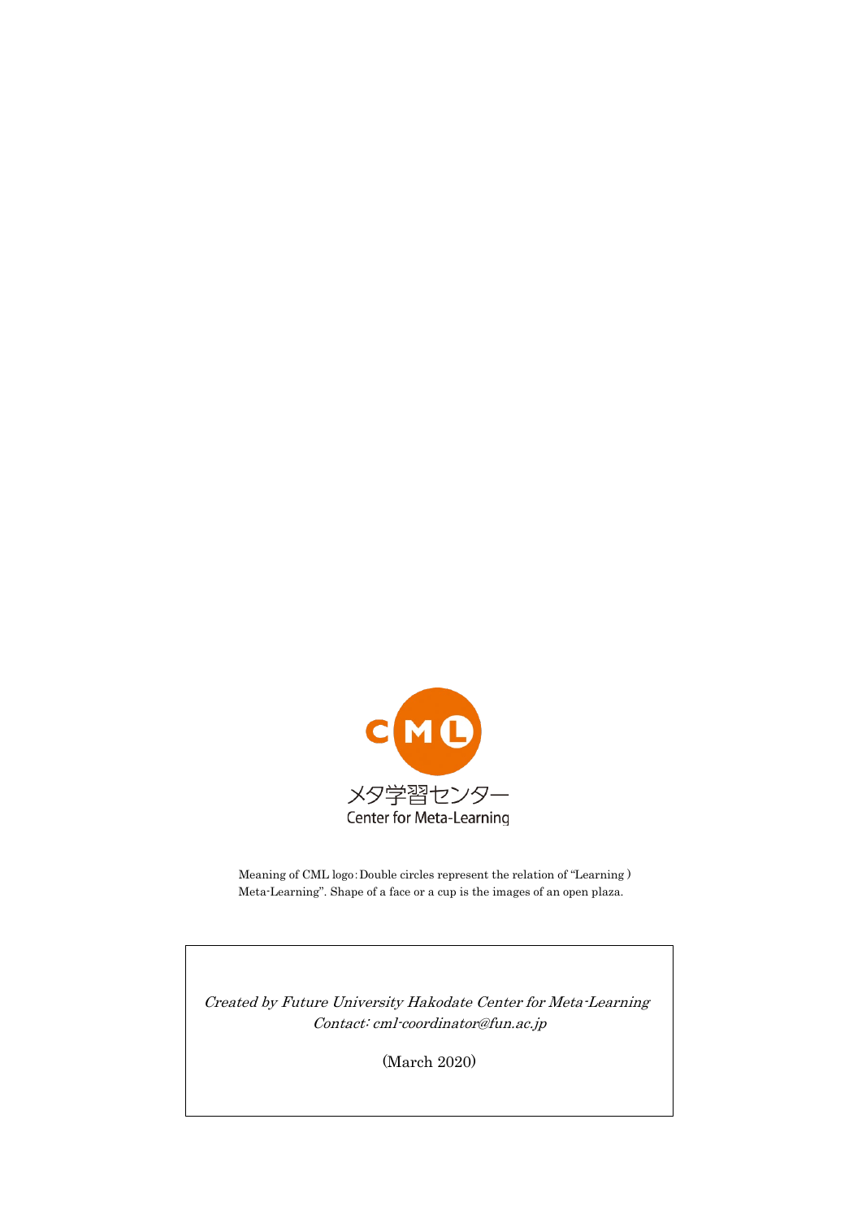CML

メタ学習センター

Center for Meta-Learning

Meaning of CML logo：Double circles represent the relation of "Learning ) Meta-Learning". Shape of a face or a cup is the images of an open plaza.

*Created by Future University Hakodate Center for Meta-Learning*
*Contact: cml-coordinator@fun.ac.jp*

(March 2020)